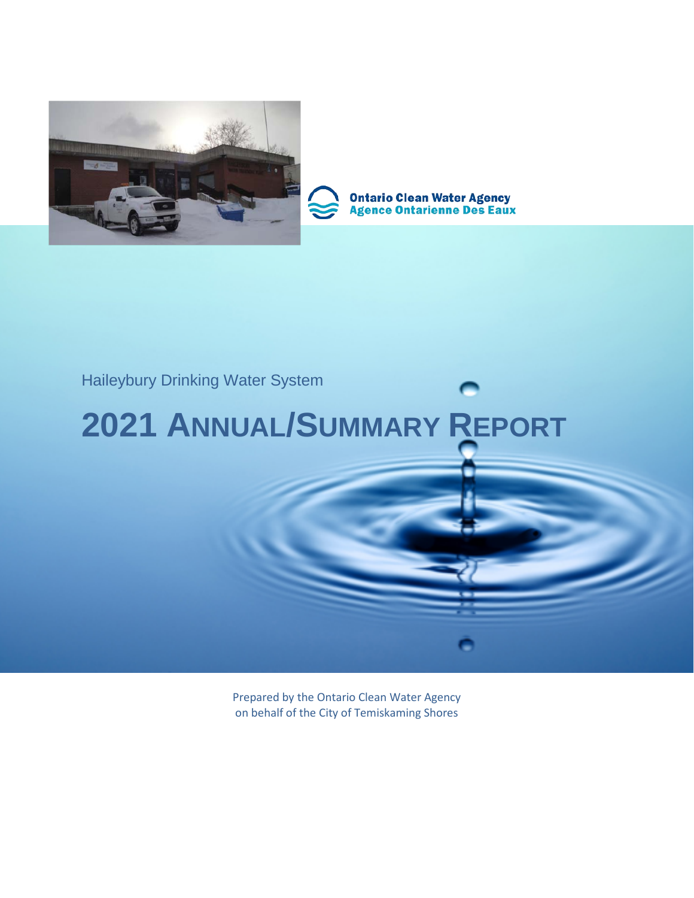Ontario Clean Water Agency
Agence Ontarienne Des Eaux

Haileybury Drinking Water System

# 2021 ANNUAL/SUMMARY REPORT

Prepared by the Ontario Clean Water Agency
on behalf of the City of Temiskaming Shores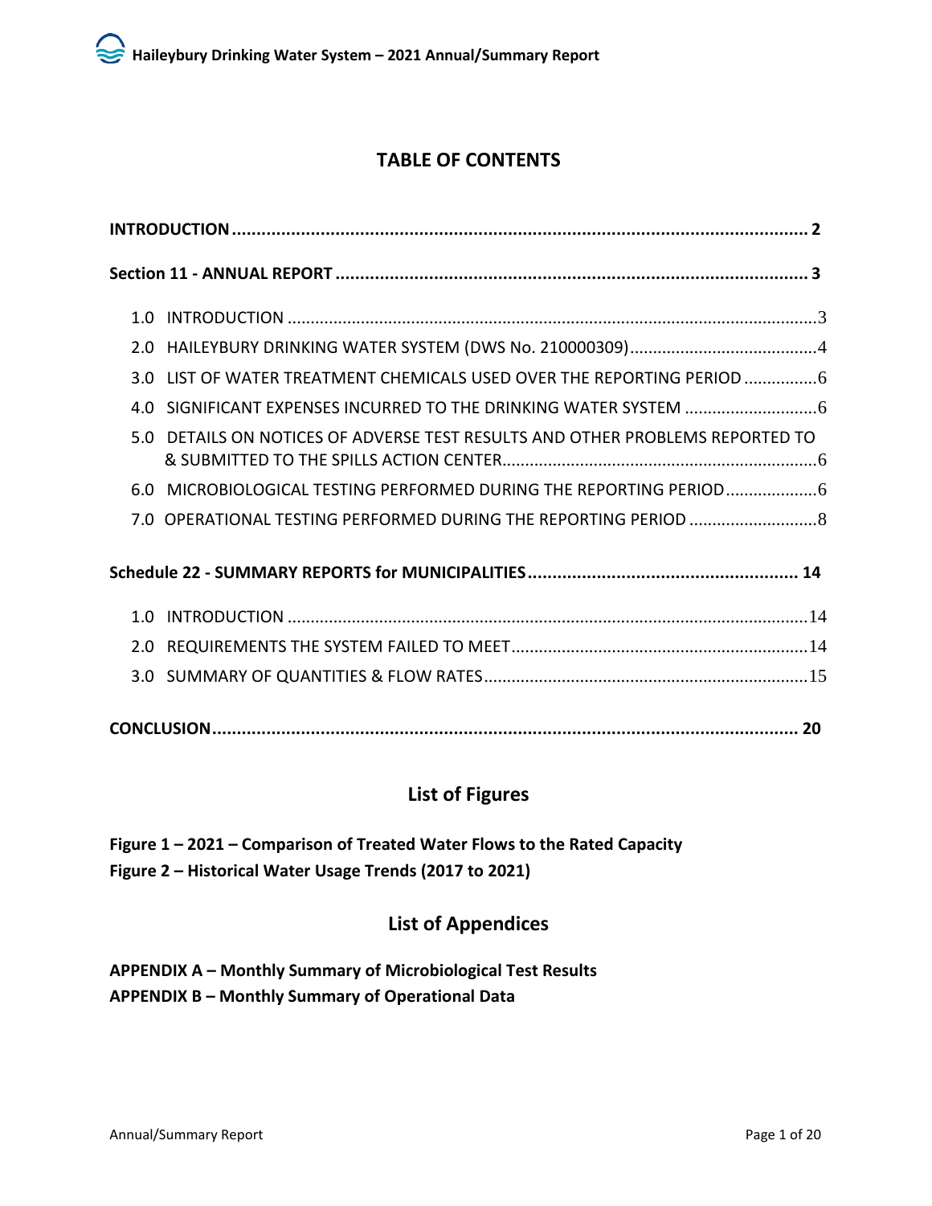# TABLE OF CONTENTS

**INTRODUCTION ..... 2**

**Section 11 - ANNUAL REPORT ..... 3**

1.0 INTRODUCTION ..... 3
2.0 HAILEYBURY DRINKING WATER SYSTEM (DWS No. 210000309) ..... 4
3.0 LIST OF WATER TREATMENT CHEMICALS USED OVER THE REPORTING PERIOD ..... 6
4.0 SIGNIFICANT EXPENSES INCURRED TO THE DRINKING WATER SYSTEM ..... 6
5.0 DETAILS ON NOTICES OF ADVERSE TEST RESULTS AND OTHER PROBLEMS REPORTED TO & SUBMITTED TO THE SPILLS ACTION CENTER ..... 6
6.0 MICROBIOLOGICAL TESTING PERFORMED DURING THE REPORTING PERIOD ..... 6
7.0 OPERATIONAL TESTING PERFORMED DURING THE REPORTING PERIOD ..... 8

**Schedule 22 - SUMMARY REPORTS for MUNICIPALITIES ..... 14**

1.0 INTRODUCTION ..... 14
2.0 REQUIREMENTS THE SYSTEM FAILED TO MEET ..... 14
3.0 SUMMARY OF QUANTITIES & FLOW RATES ..... 15

**CONCLUSION ..... 20**

## List of Figures

**Figure 1 – 2021 – Comparison of Treated Water Flows to the Rated Capacity**
**Figure 2 – Historical Water Usage Trends (2017 to 2021)**

## List of Appendices

**APPENDIX A – Monthly Summary of Microbiological Test Results**
**APPENDIX B – Monthly Summary of Operational Data**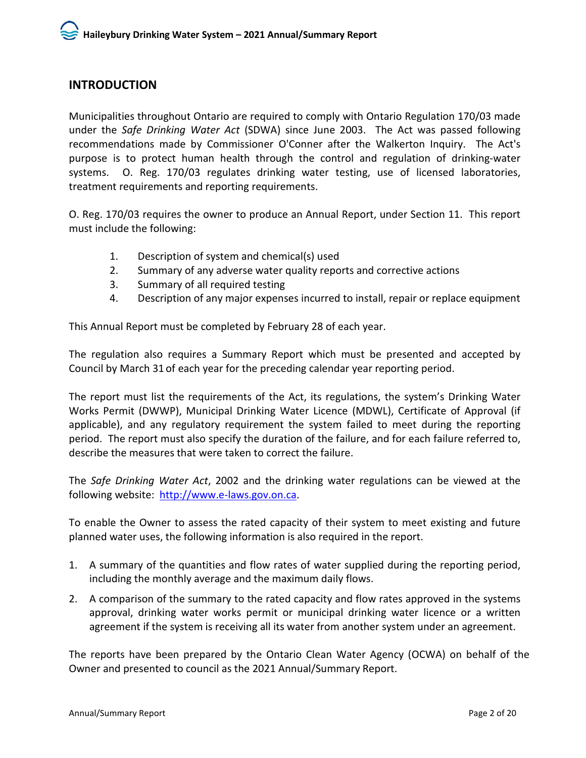## INTRODUCTION

Municipalities throughout Ontario are required to comply with Ontario Regulation 170/03 made under the *Safe Drinking Water Act* (SDWA) since June 2003. The Act was passed following recommendations made by Commissioner O'Conner after the Walkerton Inquiry. The Act's purpose is to protect human health through the control and regulation of drinking-water systems. O. Reg. 170/03 regulates drinking water testing, use of licensed laboratories, treatment requirements and reporting requirements.

O. Reg. 170/03 requires the owner to produce an Annual Report, under Section 11. This report must include the following:

1. Description of system and chemical(s) used
2. Summary of any adverse water quality reports and corrective actions
3. Summary of all required testing
4. Description of any major expenses incurred to install, repair or replace equipment

This Annual Report must be completed by February 28 of each year.

The regulation also requires a Summary Report which must be presented and accepted by Council by March 31 of each year for the preceding calendar year reporting period.

The report must list the requirements of the Act, its regulations, the system's Drinking Water Works Permit (DWWP), Municipal Drinking Water Licence (MDWL), Certificate of Approval (if applicable), and any regulatory requirement the system failed to meet during the reporting period. The report must also specify the duration of the failure, and for each failure referred to, describe the measures that were taken to correct the failure.

The *Safe Drinking Water Act*, 2002 and the drinking water regulations can be viewed at the following website: [http://www.e-laws.gov.on.ca](http://www.e-laws.gov.on.ca).

To enable the Owner to assess the rated capacity of their system to meet existing and future planned water uses, the following information is also required in the report.

1. A summary of the quantities and flow rates of water supplied during the reporting period, including the monthly average and the maximum daily flows.
2. A comparison of the summary to the rated capacity and flow rates approved in the systems approval, drinking water works permit or municipal drinking water licence or a written agreement if the system is receiving all its water from another system under an agreement.

The reports have been prepared by the Ontario Clean Water Agency (OCWA) on behalf of the Owner and presented to council as the 2021 Annual/Summary Report.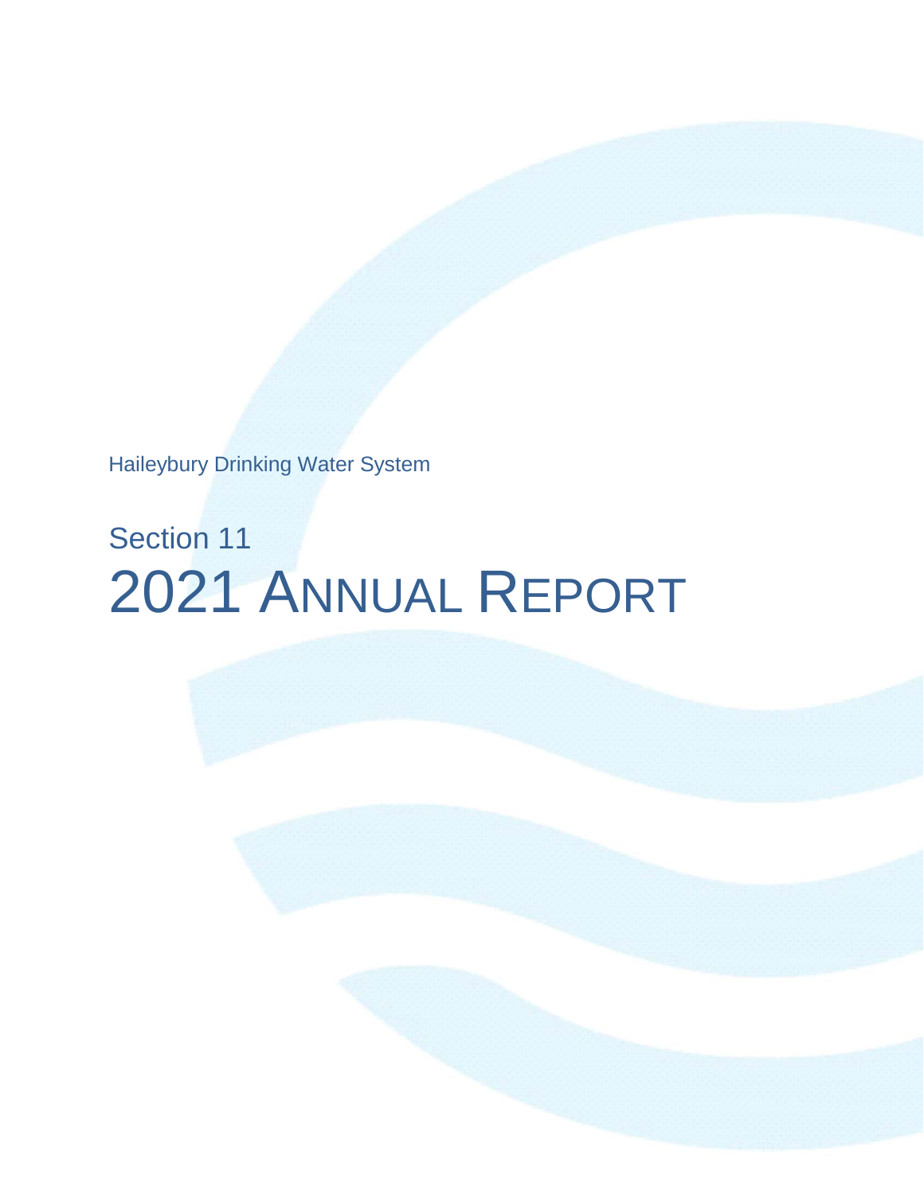Haileybury Drinking Water System

# Section 11

# 2021 Annual Report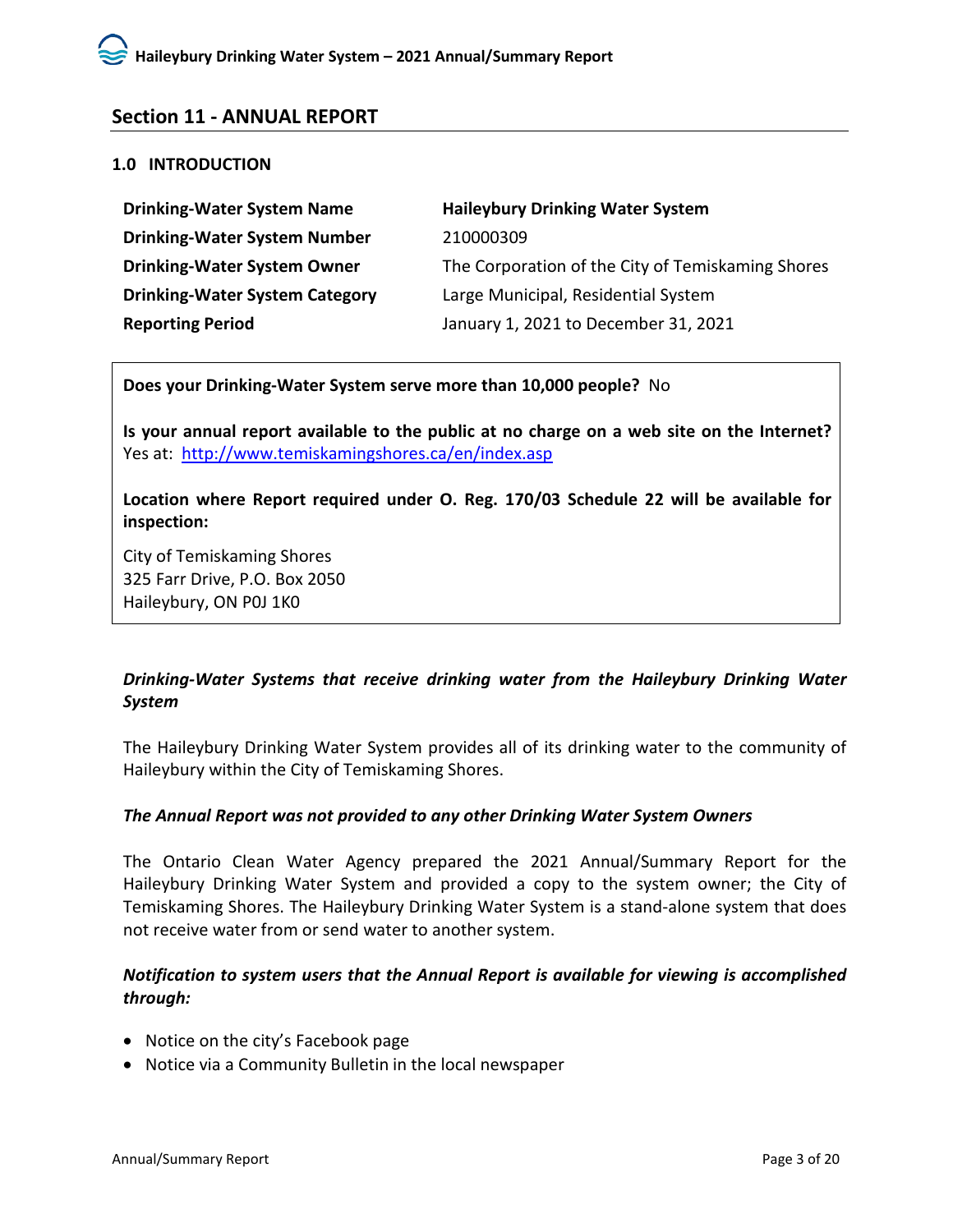## Section 11 - ANNUAL REPORT

### 1.0 INTRODUCTION

| | |
|---|---|
| **Drinking-Water System Name** | **Haileybury Drinking Water System** |
| **Drinking-Water System Number** | 210000309 |
| **Drinking-Water System Owner** | The Corporation of the City of Temiskaming Shores |
| **Drinking-Water System Category** | Large Municipal, Residential System |
| **Reporting Period** | January 1, 2021 to December 31, 2021 |

**Does your Drinking-Water System serve more than 10,000 people?** No

**Is your annual report available to the public at no charge on a web site on the Internet?** Yes at: [http://www.temiskamingshores.ca/en/index.asp](http://www.temiskamingshores.ca/en/index.asp)

**Location where Report required under O. Reg. 170/03 Schedule 22 will be available for inspection:**

City of Temiskaming Shores
325 Farr Drive, P.O. Box 2050
Haileybury, ON P0J 1K0

***Drinking-Water Systems that receive drinking water from the Haileybury Drinking Water System***

The Haileybury Drinking Water System provides all of its drinking water to the community of Haileybury within the City of Temiskaming Shores.

***The Annual Report was not provided to any other Drinking Water System Owners***

The Ontario Clean Water Agency prepared the 2021 Annual/Summary Report for the Haileybury Drinking Water System and provided a copy to the system owner; the City of Temiskaming Shores. The Haileybury Drinking Water System is a stand-alone system that does not receive water from or send water to another system.

***Notification to system users that the Annual Report is available for viewing is accomplished through:***

- Notice on the city's Facebook page
- Notice via a Community Bulletin in the local newspaper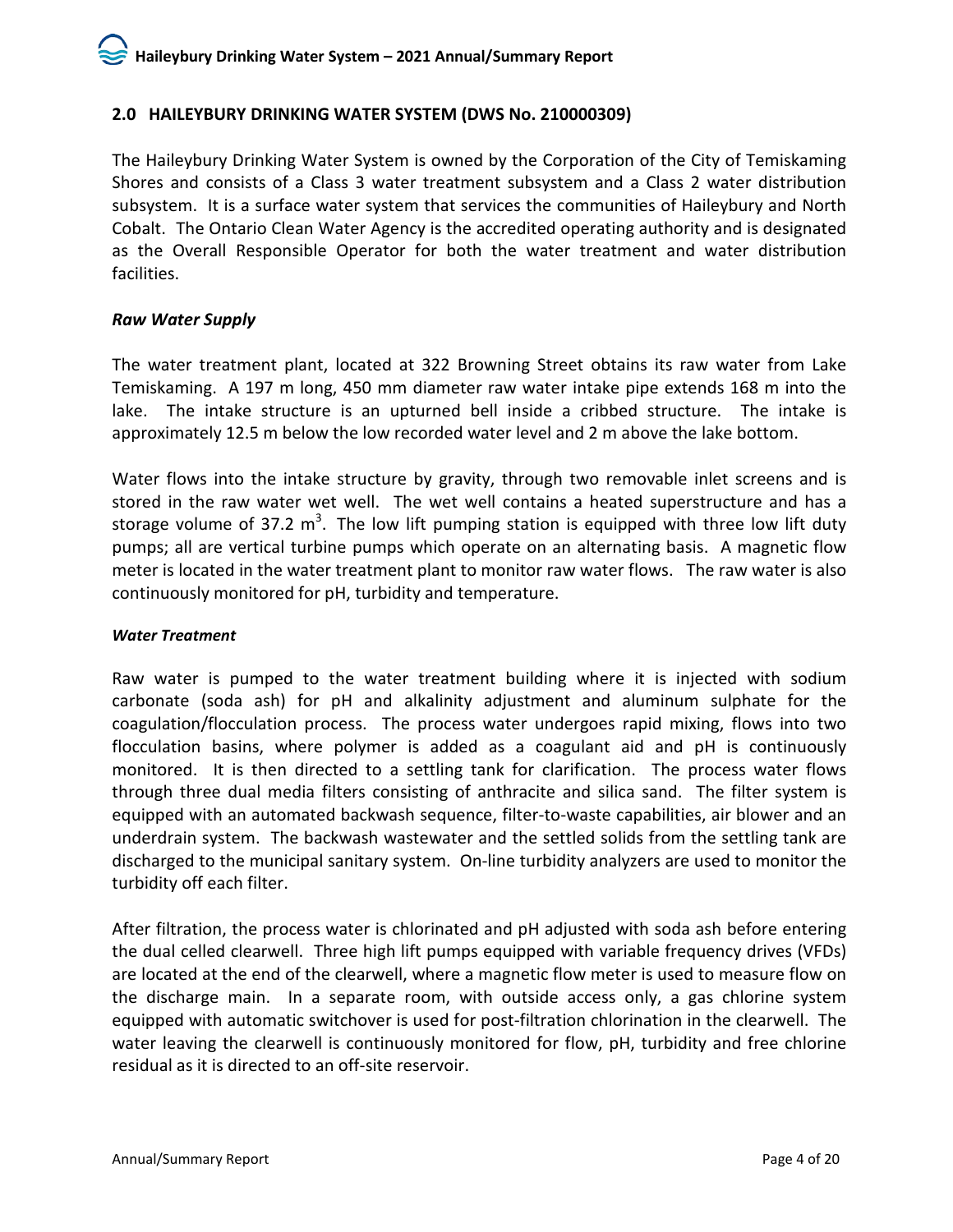## 2.0 HAILEYBURY DRINKING WATER SYSTEM (DWS No. 210000309)

The Haileybury Drinking Water System is owned by the Corporation of the City of Temiskaming Shores and consists of a Class 3 water treatment subsystem and a Class 2 water distribution subsystem. It is a surface water system that services the communities of Haileybury and North Cobalt. The Ontario Clean Water Agency is the accredited operating authority and is designated as the Overall Responsible Operator for both the water treatment and water distribution facilities.

### *Raw Water Supply*

The water treatment plant, located at 322 Browning Street obtains its raw water from Lake Temiskaming. A 197 m long, 450 mm diameter raw water intake pipe extends 168 m into the lake. The intake structure is an upturned bell inside a cribbed structure. The intake is approximately 12.5 m below the low recorded water level and 2 m above the lake bottom.

Water flows into the intake structure by gravity, through two removable inlet screens and is stored in the raw water wet well. The wet well contains a heated superstructure and has a storage volume of 37.2 $m^3$. The low lift pumping station is equipped with three low lift duty pumps; all are vertical turbine pumps which operate on an alternating basis. A magnetic flow meter is located in the water treatment plant to monitor raw water flows. The raw water is also continuously monitored for pH, turbidity and temperature.

#### ***Water Treatment***

Raw water is pumped to the water treatment building where it is injected with sodium carbonate (soda ash) for pH and alkalinity adjustment and aluminum sulphate for the coagulation/flocculation process. The process water undergoes rapid mixing, flows into two flocculation basins, where polymer is added as a coagulant aid and pH is continuously monitored. It is then directed to a settling tank for clarification. The process water flows through three dual media filters consisting of anthracite and silica sand. The filter system is equipped with an automated backwash sequence, filter-to-waste capabilities, air blower and an underdrain system. The backwash wastewater and the settled solids from the settling tank are discharged to the municipal sanitary system. On-line turbidity analyzers are used to monitor the turbidity off each filter.

After filtration, the process water is chlorinated and pH adjusted with soda ash before entering the dual celled clearwell. Three high lift pumps equipped with variable frequency drives (VFDs) are located at the end of the clearwell, where a magnetic flow meter is used to measure flow on the discharge main. In a separate room, with outside access only, a gas chlorine system equipped with automatic switchover is used for post-filtration chlorination in the clearwell. The water leaving the clearwell is continuously monitored for flow, pH, turbidity and free chlorine residual as it is directed to an off-site reservoir.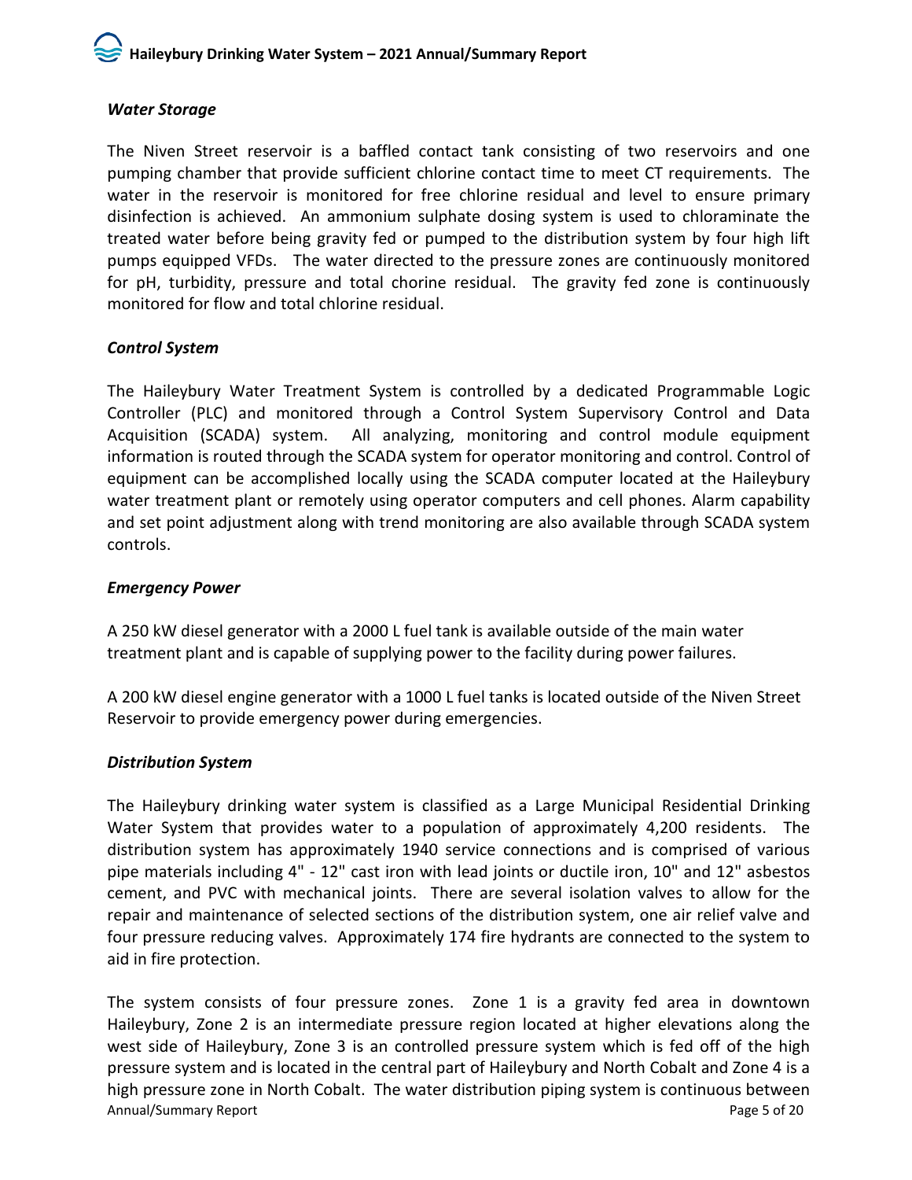### *Water Storage*

The Niven Street reservoir is a baffled contact tank consisting of two reservoirs and one pumping chamber that provide sufficient chlorine contact time to meet CT requirements. The water in the reservoir is monitored for free chlorine residual and level to ensure primary disinfection is achieved. An ammonium sulphate dosing system is used to chloraminate the treated water before being gravity fed or pumped to the distribution system by four high lift pumps equipped VFDs. The water directed to the pressure zones are continuously monitored for pH, turbidity, pressure and total chorine residual. The gravity fed zone is continuously monitored for flow and total chlorine residual.

### *Control System*

The Haileybury Water Treatment System is controlled by a dedicated Programmable Logic Controller (PLC) and monitored through a Control System Supervisory Control and Data Acquisition (SCADA) system. All analyzing, monitoring and control module equipment information is routed through the SCADA system for operator monitoring and control. Control of equipment can be accomplished locally using the SCADA computer located at the Haileybury water treatment plant or remotely using operator computers and cell phones. Alarm capability and set point adjustment along with trend monitoring are also available through SCADA system controls.

### *Emergency Power*

A 250 kW diesel generator with a 2000 L fuel tank is available outside of the main water treatment plant and is capable of supplying power to the facility during power failures.

A 200 kW diesel engine generator with a 1000 L fuel tanks is located outside of the Niven Street Reservoir to provide emergency power during emergencies.

### *Distribution System*

The Haileybury drinking water system is classified as a Large Municipal Residential Drinking Water System that provides water to a population of approximately 4,200 residents. The distribution system has approximately 1940 service connections and is comprised of various pipe materials including 4" - 12" cast iron with lead joints or ductile iron, 10" and 12" asbestos cement, and PVC with mechanical joints. There are several isolation valves to allow for the repair and maintenance of selected sections of the distribution system, one air relief valve and four pressure reducing valves. Approximately 174 fire hydrants are connected to the system to aid in fire protection.

The system consists of four pressure zones. Zone 1 is a gravity fed area in downtown Haileybury, Zone 2 is an intermediate pressure region located at higher elevations along the west side of Haileybury, Zone 3 is an controlled pressure system which is fed off of the high pressure system and is located in the central part of Haileybury and North Cobalt and Zone 4 is a high pressure zone in North Cobalt. The water distribution piping system is continuous between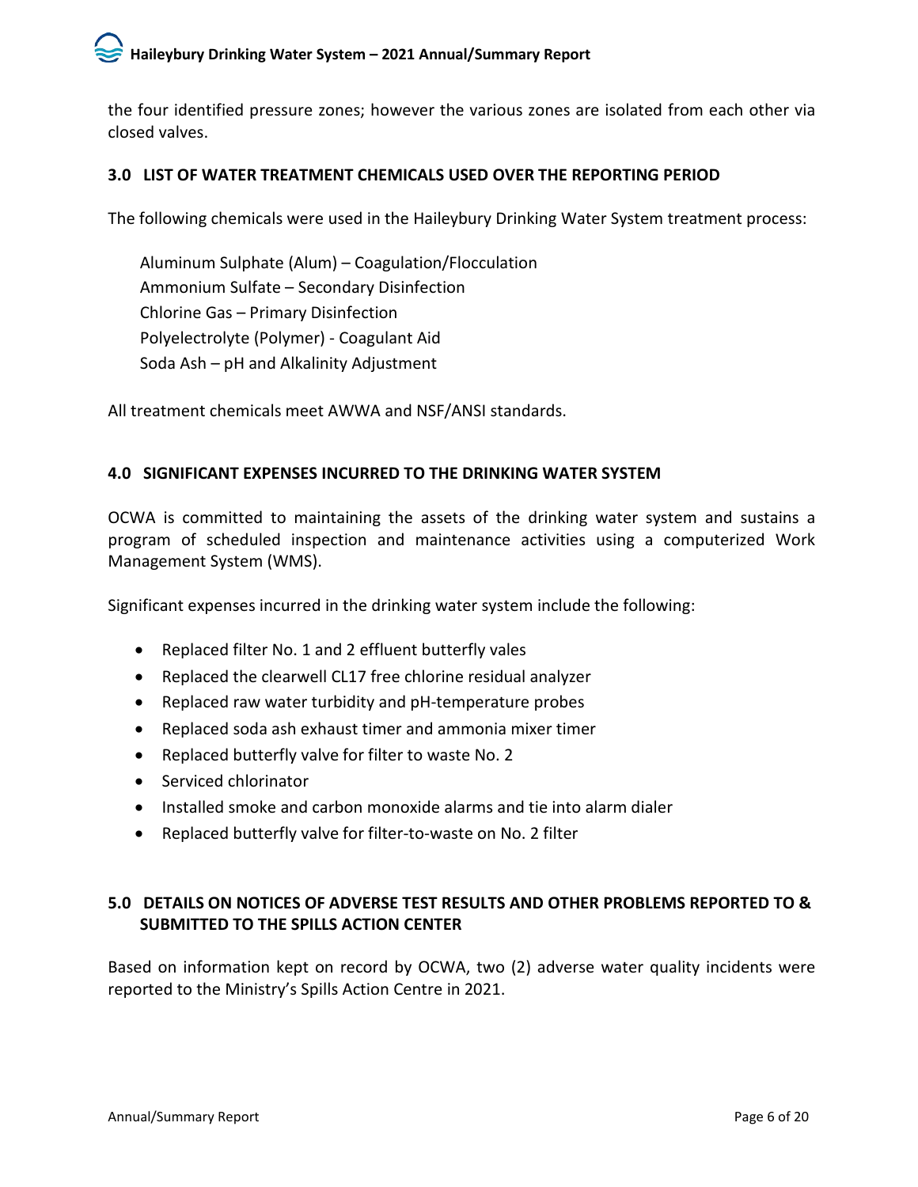the four identified pressure zones; however the various zones are isolated from each other via closed valves.

## 3.0 LIST OF WATER TREATMENT CHEMICALS USED OVER THE REPORTING PERIOD

The following chemicals were used in the Haileybury Drinking Water System treatment process:

Aluminum Sulphate (Alum) – Coagulation/Flocculation
Ammonium Sulfate – Secondary Disinfection
Chlorine Gas – Primary Disinfection
Polyelectrolyte (Polymer) - Coagulant Aid
Soda Ash – pH and Alkalinity Adjustment

All treatment chemicals meet AWWA and NSF/ANSI standards.

## 4.0 SIGNIFICANT EXPENSES INCURRED TO THE DRINKING WATER SYSTEM

OCWA is committed to maintaining the assets of the drinking water system and sustains a program of scheduled inspection and maintenance activities using a computerized Work Management System (WMS).

Significant expenses incurred in the drinking water system include the following:

- Replaced filter No. 1 and 2 effluent butterfly vales
- Replaced the clearwell CL17 free chlorine residual analyzer
- Replaced raw water turbidity and pH-temperature probes
- Replaced soda ash exhaust timer and ammonia mixer timer
- Replaced butterfly valve for filter to waste No. 2
- Serviced chlorinator
- Installed smoke and carbon monoxide alarms and tie into alarm dialer
- Replaced butterfly valve for filter-to-waste on No. 2 filter

## 5.0 DETAILS ON NOTICES OF ADVERSE TEST RESULTS AND OTHER PROBLEMS REPORTED TO & SUBMITTED TO THE SPILLS ACTION CENTER

Based on information kept on record by OCWA, two (2) adverse water quality incidents were reported to the Ministry's Spills Action Centre in 2021.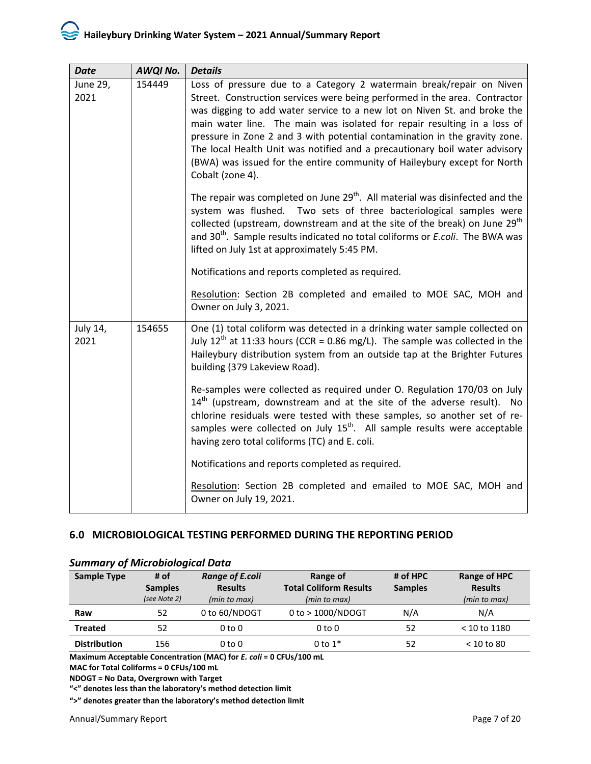| *Date* | *AWQI No.* | *Details* |
|---|---|---|
| June 29, 2021 | 154449 | Loss of pressure due to a Category 2 watermain break/repair on Niven Street. Construction services were being performed in the area. Contractor was digging to add water service to a new lot on Niven St. and broke the main water line. The main was isolated for repair resulting in a loss of pressure in Zone 2 and 3 with potential contamination in the gravity zone. The local Health Unit was notified and a precautionary boil water advisory (BWA) was issued for the entire community of Haileybury except for North Cobalt (zone 4).<br><br>The repair was completed on June 29th. All material was disinfected and the system was flushed. Two sets of three bacteriological samples were collected (upstream, downstream and at the site of the break) on June 29th and 30th. Sample results indicated no total coliforms or *E.coli*. The BWA was lifted on July 1st at approximately 5:45 PM.<br><br>Notifications and reports completed as required.<br><br>Resolution: Section 2B completed and emailed to MOE SAC, MOH and Owner on July 3, 2021. |
| July 14, 2021 | 154655 | One (1) total coliform was detected in a drinking water sample collected on July 12th at 11:33 hours (CCR = 0.86 mg/L). The sample was collected in the Haileybury distribution system from an outside tap at the Brighter Futures building (379 Lakeview Road).<br><br>Re-samples were collected as required under O. Regulation 170/03 on July 14th (upstream, downstream and at the site of the adverse result). No chlorine residuals were tested with these samples, so another set of re-samples were collected on July 15th. All sample results were acceptable having zero total coliforms (TC) and E. coli.<br><br>Notifications and reports completed as required.<br><br>Resolution: Section 2B completed and emailed to MOE SAC, MOH and Owner on July 19, 2021. |

## 6.0 MICROBIOLOGICAL TESTING PERFORMED DURING THE REPORTING PERIOD

### *Summary of Microbiological Data*

| Sample Type | # of Samples *(see Note 2)* | *Range of E.coli* Results *(min to max)* | Range of Total Coliform Results *(min to max)* | # of HPC Samples | Range of HPC Results *(min to max)* |
|---|---|---|---|---|---|
| **Raw** | 52 | 0 to 60/NDOGT | 0 to > 1000/NDOGT | N/A | N/A |
| **Treated** | 52 | 0 to 0 | 0 to 0 | 52 | < 10 to 1180 |
| **Distribution** | 156 | 0 to 0 | 0 to 1* | 52 | < 10 to 80 |

**Maximum Acceptable Concentration (MAC) for *E. coli* = 0 CFUs/100 mL**

**MAC for Total Coliforms = 0 CFUs/100 mL**

**NDOGT = No Data, Overgrown with Target**

**"<" denotes less than the laboratory's method detection limit**

**">" denotes greater than the laboratory's method detection limit**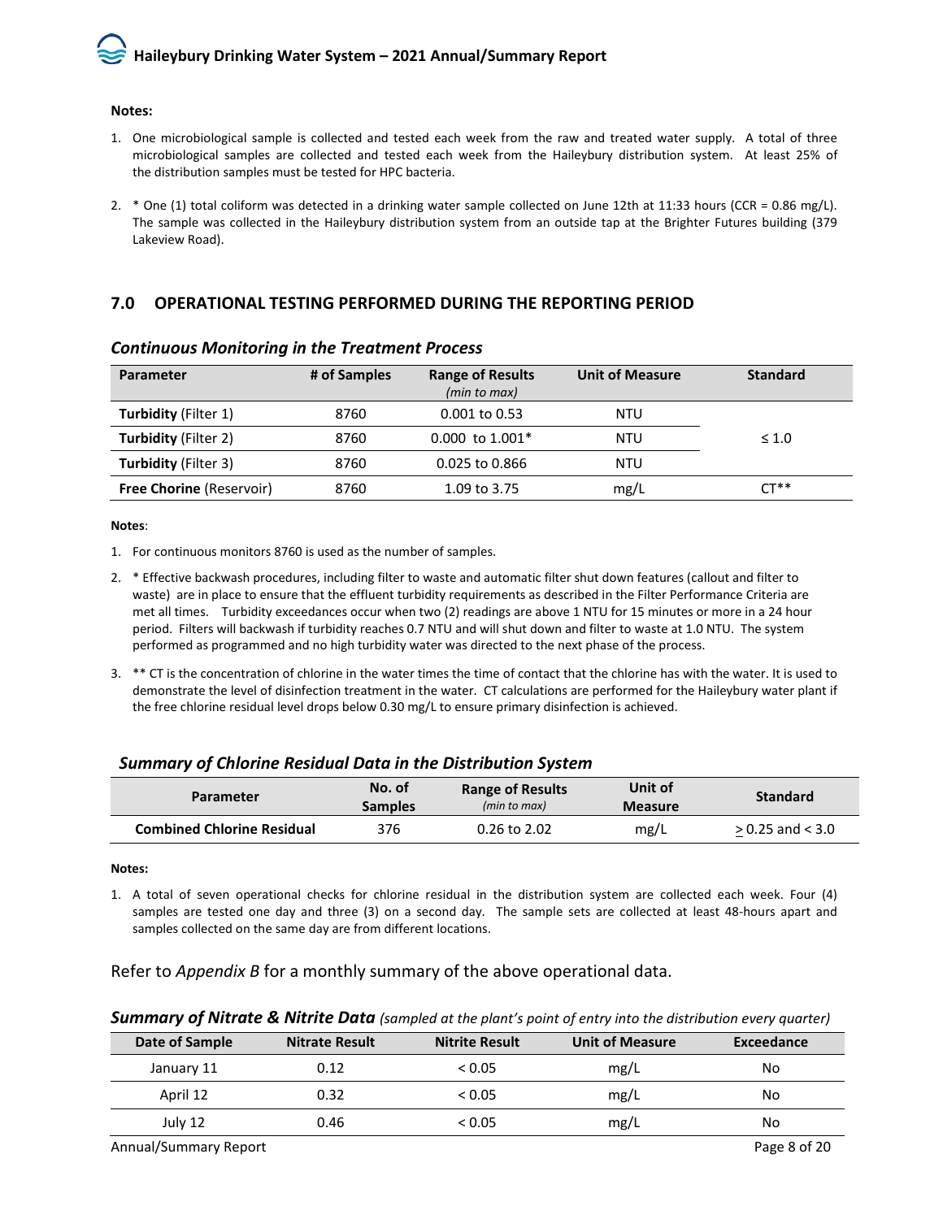**Notes:**

1. One microbiological sample is collected and tested each week from the raw and treated water supply. A total of three microbiological samples are collected and tested each week from the Haileybury distribution system. At least 25% of the distribution samples must be tested for HPC bacteria.

2. * One (1) total coliform was detected in a drinking water sample collected on June 12th at 11:33 hours (CCR = 0.86 mg/L). The sample was collected in the Haileybury distribution system from an outside tap at the Brighter Futures building (379 Lakeview Road).

## 7.0 OPERATIONAL TESTING PERFORMED DURING THE REPORTING PERIOD

### *Continuous Monitoring in the Treatment Process*

| Parameter | # of Samples | Range of Results *(min to max)* | Unit of Measure | Standard |
|---|---|---|---|---|
| **Turbidity** (Filter 1) | 8760 | 0.001 to 0.53 | NTU | ≤ 1.0 |
| **Turbidity** (Filter 2) | 8760 | 0.000 to 1.001* | NTU | |
| **Turbidity** (Filter 3) | 8760 | 0.025 to 0.866 | NTU | |
| **Free Chorine** (Reservoir) | 8760 | 1.09 to 3.75 | mg/L | CT** |

**Notes**:

1. For continuous monitors 8760 is used as the number of samples.
2. * Effective backwash procedures, including filter to waste and automatic filter shut down features (callout and filter to waste) are in place to ensure that the effluent turbidity requirements as described in the Filter Performance Criteria are met all times. Turbidity exceedances occur when two (2) readings are above 1 NTU for 15 minutes or more in a 24 hour period. Filters will backwash if turbidity reaches 0.7 NTU and will shut down and filter to waste at 1.0 NTU. The system performed as programmed and no high turbidity water was directed to the next phase of the process.
3. ** CT is the concentration of chlorine in the water times the time of contact that the chlorine has with the water. It is used to demonstrate the level of disinfection treatment in the water. CT calculations are performed for the Haileybury water plant if the free chlorine residual level drops below 0.30 mg/L to ensure primary disinfection is achieved.

### *Summary of Chlorine Residual Data in the Distribution System*

| Parameter | No. of Samples | Range of Results *(min to max)* | Unit of Measure | Standard |
|---|---|---|---|---|
| **Combined Chlorine Residual** | 376 | 0.26 to 2.02 | mg/L | ≥ 0.25 and < 3.0 |

**Notes:**

1. A total of seven operational checks for chlorine residual in the distribution system are collected each week. Four (4) samples are tested one day and three (3) on a second day. The sample sets are collected at least 48-hours apart and samples collected on the same day are from different locations.

Refer to *Appendix B* for a monthly summary of the above operational data.

### ***Summary of Nitrate & Nitrite Data*** *(sampled at the plant's point of entry into the distribution every quarter)*

| Date of Sample | Nitrate Result | Nitrite Result | Unit of Measure | Exceedance |
|---|---|---|---|---|
| January 11 | 0.12 | < 0.05 | mg/L | No |
| April 12 | 0.32 | < 0.05 | mg/L | No |
| July 12 | 0.46 | < 0.05 | mg/L | No |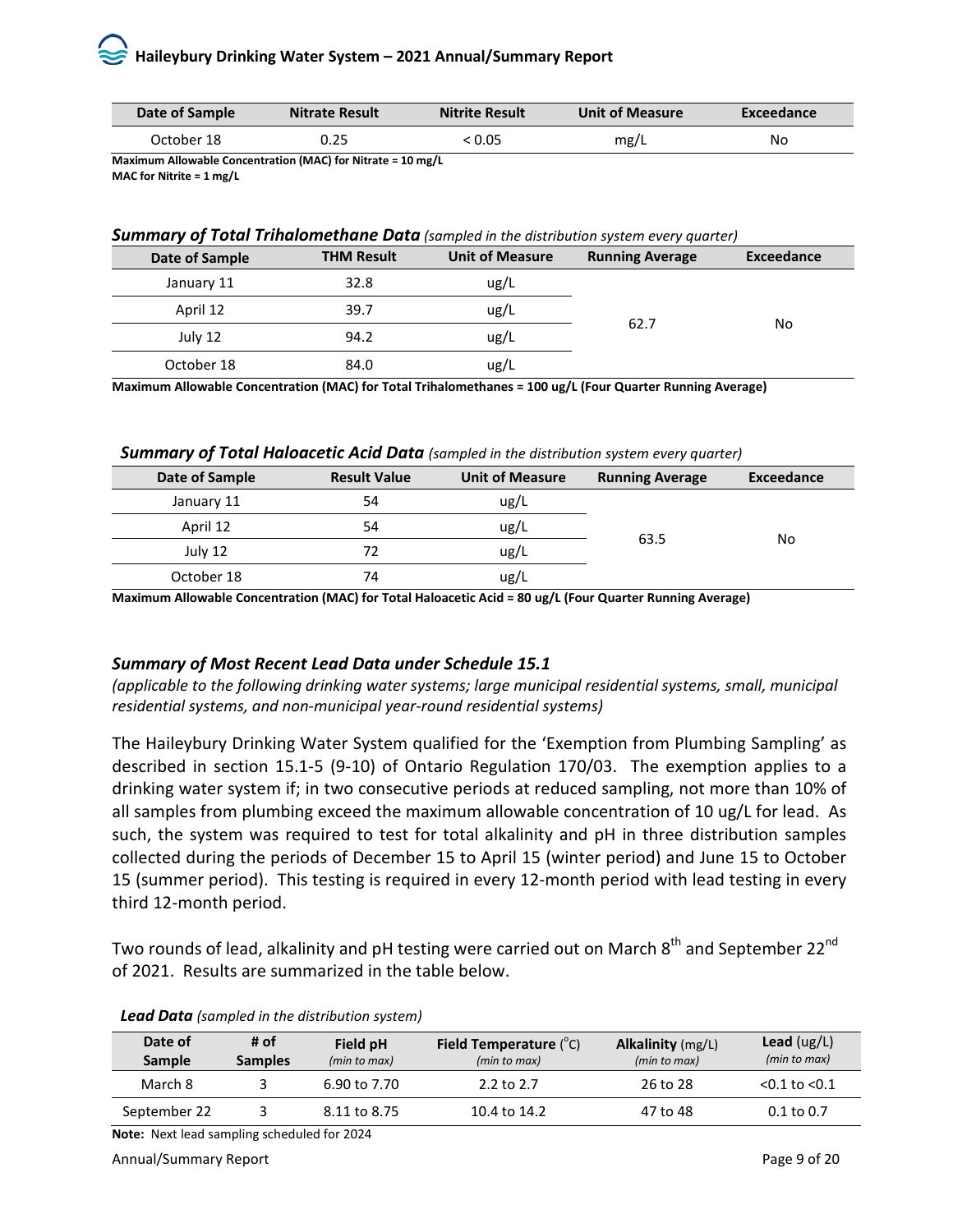| Date of Sample | Nitrate Result | Nitrite Result | Unit of Measure | Exceedance |
|---|---|---|---|---|
| October 18 | 0.25 | < 0.05 | mg/L | No |

**Maximum Allowable Concentration (MAC) for Nitrate = 10 mg/L**
**MAC for Nitrite = 1 mg/L**

***Summary of Total Trihalomethane Data*** *(sampled in the distribution system every quarter)*

| Date of Sample | THM Result | Unit of Measure | Running Average | Exceedance |
|---|---|---|---|---|
| January 11 | 32.8 | ug/L | 62.7 | No |
| April 12 | 39.7 | ug/L | | |
| July 12 | 94.2 | ug/L | | |
| October 18 | 84.0 | ug/L | | |

**Maximum Allowable Concentration (MAC) for Total Trihalomethanes = 100 ug/L (Four Quarter Running Average)**

***Summary of Total Haloacetic Acid Data*** *(sampled in the distribution system every quarter)*

| Date of Sample | Result Value | Unit of Measure | Running Average | Exceedance |
|---|---|---|---|---|
| January 11 | 54 | ug/L | 63.5 | No |
| April 12 | 54 | ug/L | | |
| July 12 | 72 | ug/L | | |
| October 18 | 74 | ug/L | | |

**Maximum Allowable Concentration (MAC) for Total Haloacetic Acid = 80 ug/L (Four Quarter Running Average)**

### *Summary of Most Recent Lead Data under Schedule 15.1*

*(applicable to the following drinking water systems; large municipal residential systems, small, municipal residential systems, and non-municipal year-round residential systems)*

The Haileybury Drinking Water System qualified for the 'Exemption from Plumbing Sampling' as described in section 15.1-5 (9-10) of Ontario Regulation 170/03. The exemption applies to a drinking water system if; in two consecutive periods at reduced sampling, not more than 10% of all samples from plumbing exceed the maximum allowable concentration of 10 ug/L for lead. As such, the system was required to test for total alkalinity and pH in three distribution samples collected during the periods of December 15 to April 15 (winter period) and June 15 to October 15 (summer period). This testing is required in every 12-month period with lead testing in every third 12-month period.

Two rounds of lead, alkalinity and pH testing were carried out on March 8th and September 22nd of 2021. Results are summarized in the table below.

***Lead Data*** *(sampled in the distribution system)*

| Date of Sample | # of Samples | Field pH *(min to max)* | Field Temperature (°C) *(min to max)* | Alkalinity (mg/L) *(min to max)* | Lead (ug/L) *(min to max)* |
|---|---|---|---|---|---|
| March 8 | 3 | 6.90 to 7.70 | 2.2 to 2.7 | 26 to 28 | <0.1 to <0.1 |
| September 22 | 3 | 8.11 to 8.75 | 10.4 to 14.2 | 47 to 48 | 0.1 to 0.7 |

**Note:** Next lead sampling scheduled for 2024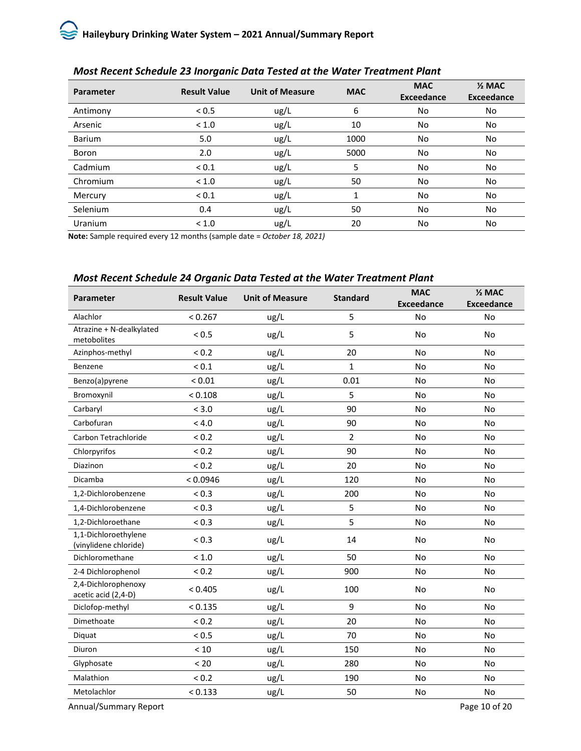### *Most Recent Schedule 23 Inorganic Data Tested at the Water Treatment Plant*

| Parameter | Result Value | Unit of Measure | MAC | MAC Exceedance | ½ MAC Exceedance |
|---|---|---|---|---|---|
| Antimony | < 0.5 | ug/L | 6 | No | No |
| Arsenic | < 1.0 | ug/L | 10 | No | No |
| Barium | 5.0 | ug/L | 1000 | No | No |
| Boron | 2.0 | ug/L | 5000 | No | No |
| Cadmium | < 0.1 | ug/L | 5 | No | No |
| Chromium | < 1.0 | ug/L | 50 | No | No |
| Mercury | < 0.1 | ug/L | 1 | No | No |
| Selenium | 0.4 | ug/L | 50 | No | No |
| Uranium | < 1.0 | ug/L | 20 | No | No |

**Note:** Sample required every 12 months (sample date = *October 18, 2021)*

### *Most Recent Schedule 24 Organic Data Tested at the Water Treatment Plant*

| Parameter | Result Value | Unit of Measure | Standard | MAC Exceedance | ½ MAC Exceedance |
|---|---|---|---|---|---|
| Alachlor | < 0.267 | ug/L | 5 | No | No |
| Atrazine + N-dealkylated metobolites | < 0.5 | ug/L | 5 | No | No |
| Azinphos-methyl | < 0.2 | ug/L | 20 | No | No |
| Benzene | < 0.1 | ug/L | 1 | No | No |
| Benzo(a)pyrene | < 0.01 | ug/L | 0.01 | No | No |
| Bromoxynil | < 0.108 | ug/L | 5 | No | No |
| Carbaryl | < 3.0 | ug/L | 90 | No | No |
| Carbofuran | < 4.0 | ug/L | 90 | No | No |
| Carbon Tetrachloride | < 0.2 | ug/L | 2 | No | No |
| Chlorpyrifos | < 0.2 | ug/L | 90 | No | No |
| Diazinon | < 0.2 | ug/L | 20 | No | No |
| Dicamba | < 0.0946 | ug/L | 120 | No | No |
| 1,2-Dichlorobenzene | < 0.3 | ug/L | 200 | No | No |
| 1,4-Dichlorobenzene | < 0.3 | ug/L | 5 | No | No |
| 1,2-Dichloroethane | < 0.3 | ug/L | 5 | No | No |
| 1,1-Dichloroethylene (vinylidene chloride) | < 0.3 | ug/L | 14 | No | No |
| Dichloromethane | < 1.0 | ug/L | 50 | No | No |
| 2-4 Dichlorophenol | < 0.2 | ug/L | 900 | No | No |
| 2,4-Dichlorophenoxy acetic acid (2,4-D) | < 0.405 | ug/L | 100 | No | No |
| Diclofop-methyl | < 0.135 | ug/L | 9 | No | No |
| Dimethoate | < 0.2 | ug/L | 20 | No | No |
| Diquat | < 0.5 | ug/L | 70 | No | No |
| Diuron | < 10 | ug/L | 150 | No | No |
| Glyphosate | < 20 | ug/L | 280 | No | No |
| Malathion | < 0.2 | ug/L | 190 | No | No |
| Metolachlor | < 0.133 | ug/L | 50 | No | No |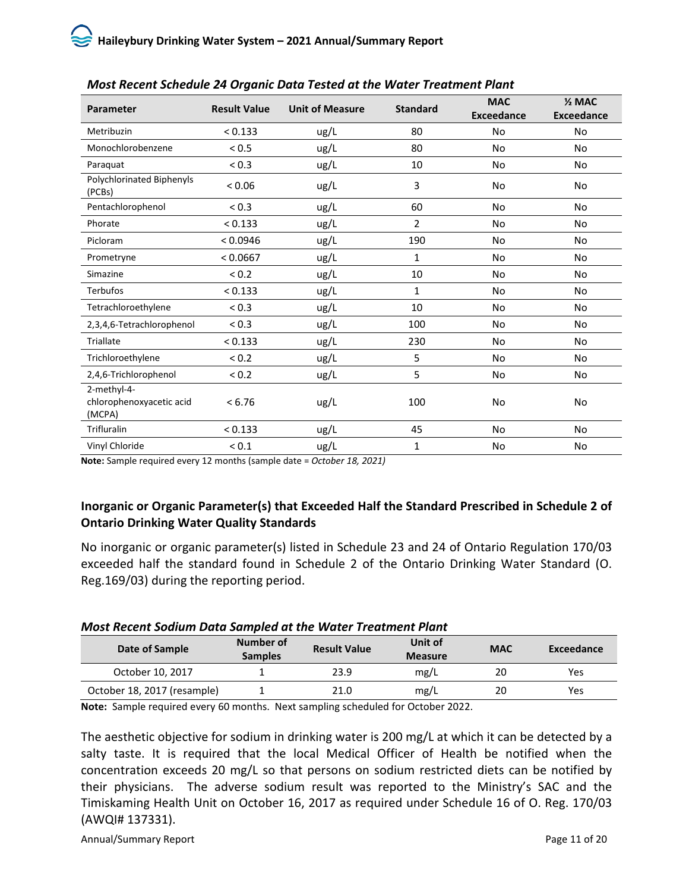### *Most Recent Schedule 24 Organic Data Tested at the Water Treatment Plant*

| Parameter | Result Value | Unit of Measure | Standard | MAC Exceedance | ½ MAC Exceedance |
|---|---|---|---|---|---|
| Metribuzin | < 0.133 | ug/L | 80 | No | No |
| Monochlorobenzene | < 0.5 | ug/L | 80 | No | No |
| Paraquat | < 0.3 | ug/L | 10 | No | No |
| Polychlorinated Biphenyls (PCBs) | < 0.06 | ug/L | 3 | No | No |
| Pentachlorophenol | < 0.3 | ug/L | 60 | No | No |
| Phorate | < 0.133 | ug/L | 2 | No | No |
| Picloram | < 0.0946 | ug/L | 190 | No | No |
| Prometryne | < 0.0667 | ug/L | 1 | No | No |
| Simazine | < 0.2 | ug/L | 10 | No | No |
| Terbufos | < 0.133 | ug/L | 1 | No | No |
| Tetrachloroethylene | < 0.3 | ug/L | 10 | No | No |
| 2,3,4,6-Tetrachlorophenol | < 0.3 | ug/L | 100 | No | No |
| Triallate | < 0.133 | ug/L | 230 | No | No |
| Trichloroethylene | < 0.2 | ug/L | 5 | No | No |
| 2,4,6-Trichlorophenol | < 0.2 | ug/L | 5 | No | No |
| 2-methyl-4-chlorophenoxyacetic acid (MCPA) | < 6.76 | ug/L | 100 | No | No |
| Trifluralin | < 0.133 | ug/L | 45 | No | No |
| Vinyl Chloride | < 0.1 | ug/L | 1 | No | No |

**Note:** Sample required every 12 months (sample date = *October 18, 2021)*

### Inorganic or Organic Parameter(s) that Exceeded Half the Standard Prescribed in Schedule 2 of Ontario Drinking Water Quality Standards

No inorganic or organic parameter(s) listed in Schedule 23 and 24 of Ontario Regulation 170/03 exceeded half the standard found in Schedule 2 of the Ontario Drinking Water Standard (O. Reg.169/03) during the reporting period.

### *Most Recent Sodium Data Sampled at the Water Treatment Plant*

| Date of Sample | Number of Samples | Result Value | Unit of Measure | MAC | Exceedance |
|---|---|---|---|---|---|
| October 10, 2017 | 1 | 23.9 | mg/L | 20 | Yes |
| October 18, 2017 (resample) | 1 | 21.0 | mg/L | 20 | Yes |

**Note:** Sample required every 60 months. Next sampling scheduled for October 2022.

The aesthetic objective for sodium in drinking water is 200 mg/L at which it can be detected by a salty taste. It is required that the local Medical Officer of Health be notified when the concentration exceeds 20 mg/L so that persons on sodium restricted diets can be notified by their physicians. The adverse sodium result was reported to the Ministry's SAC and the Timiskaming Health Unit on October 16, 2017 as required under Schedule 16 of O. Reg. 170/03 (AWQI# 137331).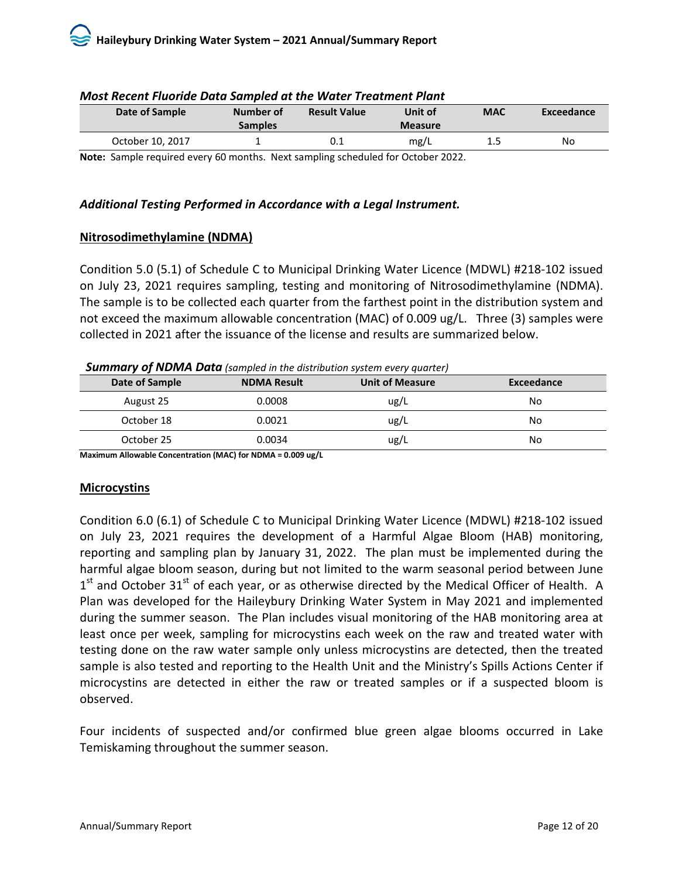***Most Recent Fluoride Data Sampled at the Water Treatment Plant***

| Date of Sample | Number of Samples | Result Value | Unit of Measure | MAC | Exceedance |
|---|---|---|---|---|---|
| October 10, 2017 | 1 | 0.1 | mg/L | 1.5 | No |

**Note:** Sample required every 60 months. Next sampling scheduled for October 2022.

### *Additional Testing Performed in Accordance with a Legal Instrument.*

#### Nitrosodimethylamine (NDMA)

Condition 5.0 (5.1) of Schedule C to Municipal Drinking Water Licence (MDWL) #218-102 issued on July 23, 2021 requires sampling, testing and monitoring of Nitrosodimethylamine (NDMA). The sample is to be collected each quarter from the farthest point in the distribution system and not exceed the maximum allowable concentration (MAC) of 0.009 ug/L. Three (3) samples were collected in 2021 after the issuance of the license and results are summarized below.

***Summary of NDMA Data*** *(sampled in the distribution system every quarter)*

| Date of Sample | NDMA Result | Unit of Measure | Exceedance |
|---|---|---|---|
| August 25 | 0.0008 | ug/L | No |
| October 18 | 0.0021 | ug/L | No |
| October 25 | 0.0034 | ug/L | No |

**Maximum Allowable Concentration (MAC) for NDMA = 0.009 ug/L**

#### Microcystins

Condition 6.0 (6.1) of Schedule C to Municipal Drinking Water Licence (MDWL) #218-102 issued on July 23, 2021 requires the development of a Harmful Algae Bloom (HAB) monitoring, reporting and sampling plan by January 31, 2022. The plan must be implemented during the harmful algae bloom season, during but not limited to the warm seasonal period between June 1st and October 31st of each year, or as otherwise directed by the Medical Officer of Health. A Plan was developed for the Haileybury Drinking Water System in May 2021 and implemented during the summer season. The Plan includes visual monitoring of the HAB monitoring area at least once per week, sampling for microcystins each week on the raw and treated water with testing done on the raw water sample only unless microcystins are detected, then the treated sample is also tested and reporting to the Health Unit and the Ministry's Spills Actions Center if microcystins are detected in either the raw or treated samples or if a suspected bloom is observed.

Four incidents of suspected and/or confirmed blue green algae blooms occurred in Lake Temiskaming throughout the summer season.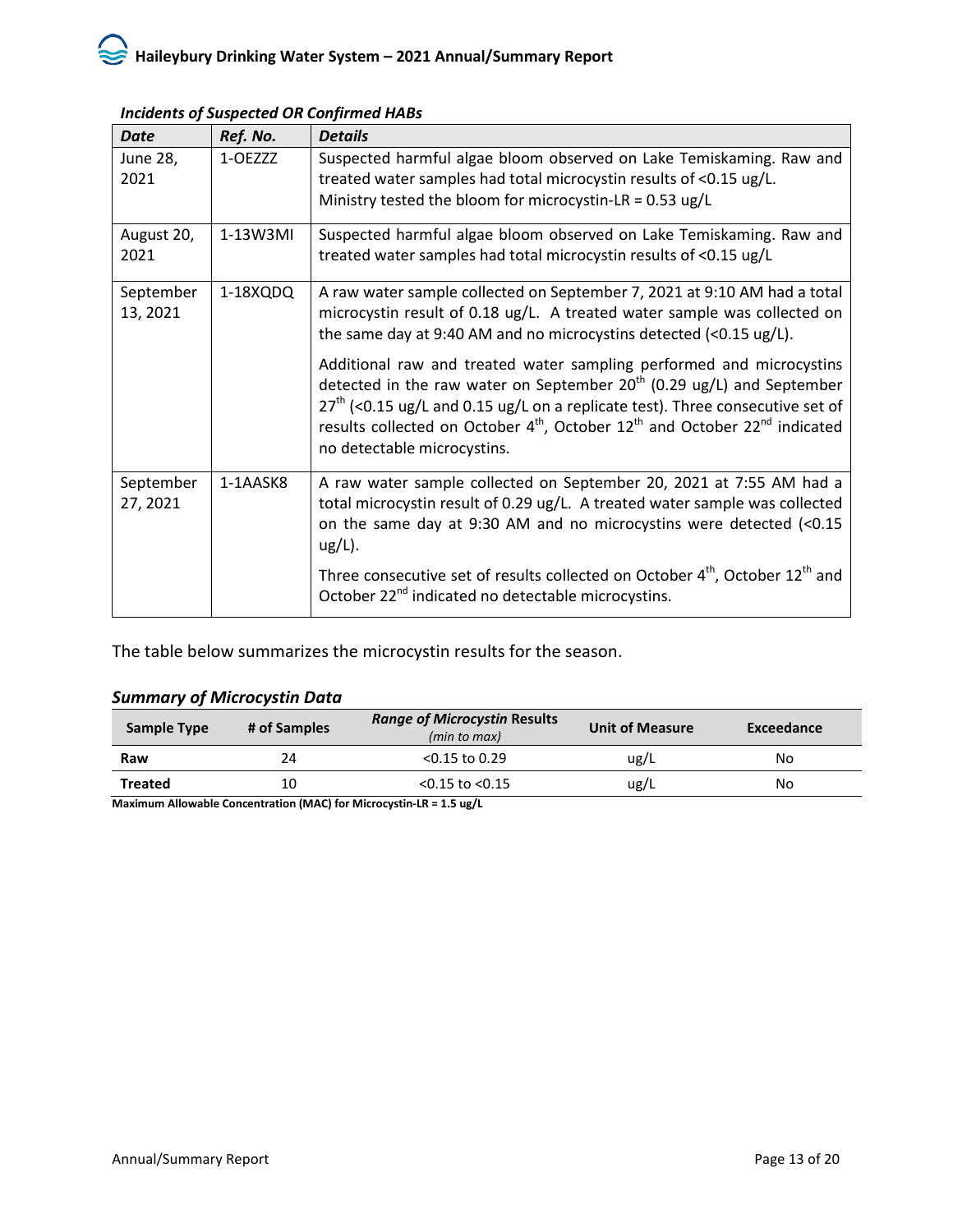### *Incidents of Suspected OR Confirmed HABs*

| *Date* | *Ref. No.* | *Details* |
|---|---|---|
| June 28, 2021 | 1-OEZZZ | Suspected harmful algae bloom observed on Lake Temiskaming. Raw and treated water samples had total microcystin results of <0.15 ug/L. Ministry tested the bloom for microcystin-LR = 0.53 ug/L |
| August 20, 2021 | 1-13W3MI | Suspected harmful algae bloom observed on Lake Temiskaming. Raw and treated water samples had total microcystin results of <0.15 ug/L |
| September 13, 2021 | 1-18XQDQ | A raw water sample collected on September 7, 2021 at 9:10 AM had a total microcystin result of 0.18 ug/L. A treated water sample was collected on the same day at 9:40 AM and no microcystins detected (<0.15 ug/L).<br><br>Additional raw and treated water sampling performed and microcystins detected in the raw water on September 20th (0.29 ug/L) and September 27th (<0.15 ug/L and 0.15 ug/L on a replicate test). Three consecutive set of results collected on October 4th, October 12th and October 22nd indicated no detectable microcystins. |
| September 27, 2021 | 1-1AASK8 | A raw water sample collected on September 20, 2021 at 7:55 AM had a total microcystin result of 0.29 ug/L. A treated water sample was collected on the same day at 9:30 AM and no microcystins were detected (<0.15 ug/L).<br><br>Three consecutive set of results collected on October 4th, October 12th and October 22nd indicated no detectable microcystins. |

The table below summarizes the microcystin results for the season.

### *Summary of Microcystin Data*

| Sample Type | # of Samples | *Range of Microcystin* Results *(min to max)* | Unit of Measure | Exceedance |
|---|---|---|---|---|
| **Raw** | 24 | <0.15 to 0.29 | ug/L | No |
| **Treated** | 10 | <0.15 to <0.15 | ug/L | No |

**Maximum Allowable Concentration (MAC) for Microcystin-LR = 1.5 ug/L**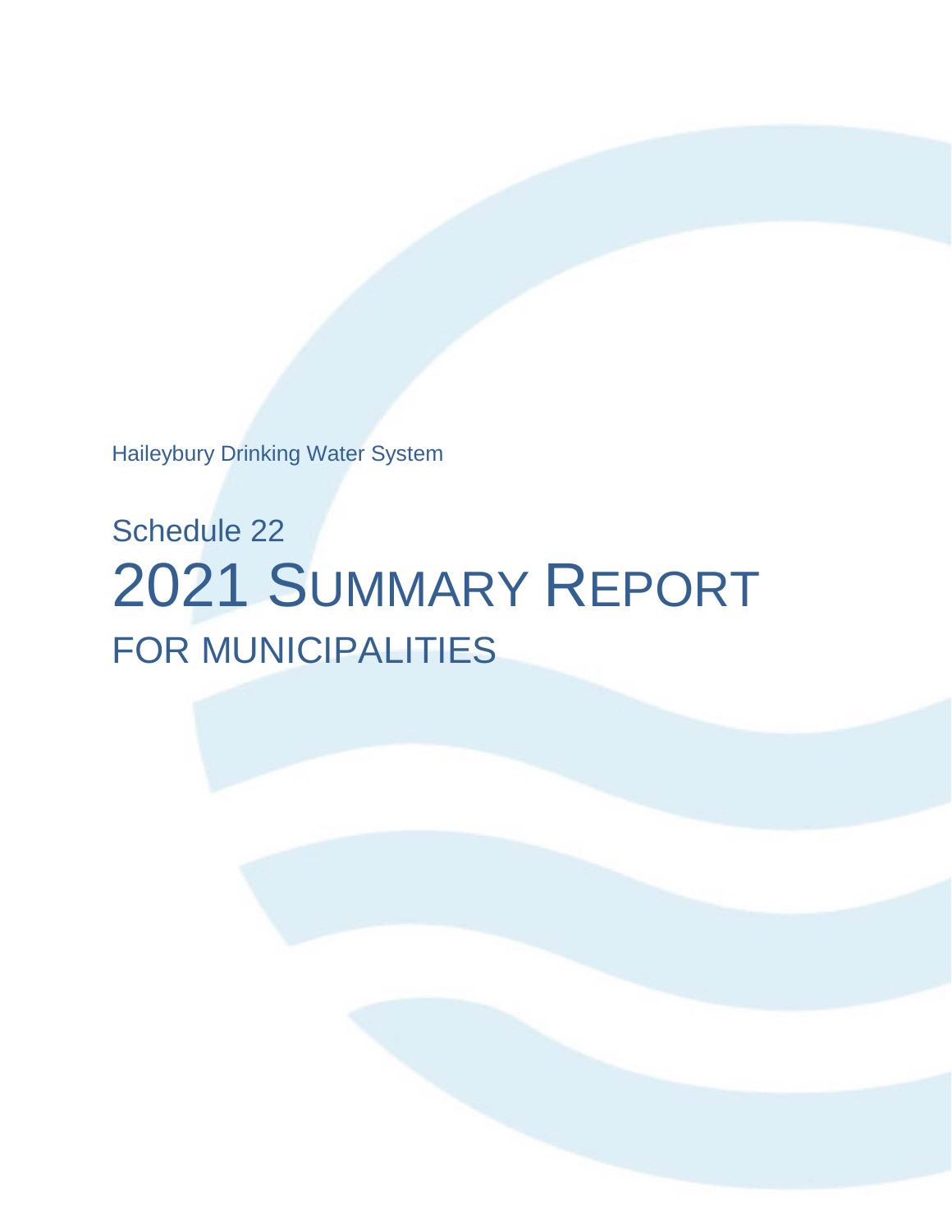Haileybury Drinking Water System

# Schedule 22

# 2021 Summary Report

## FOR MUNICIPALITIES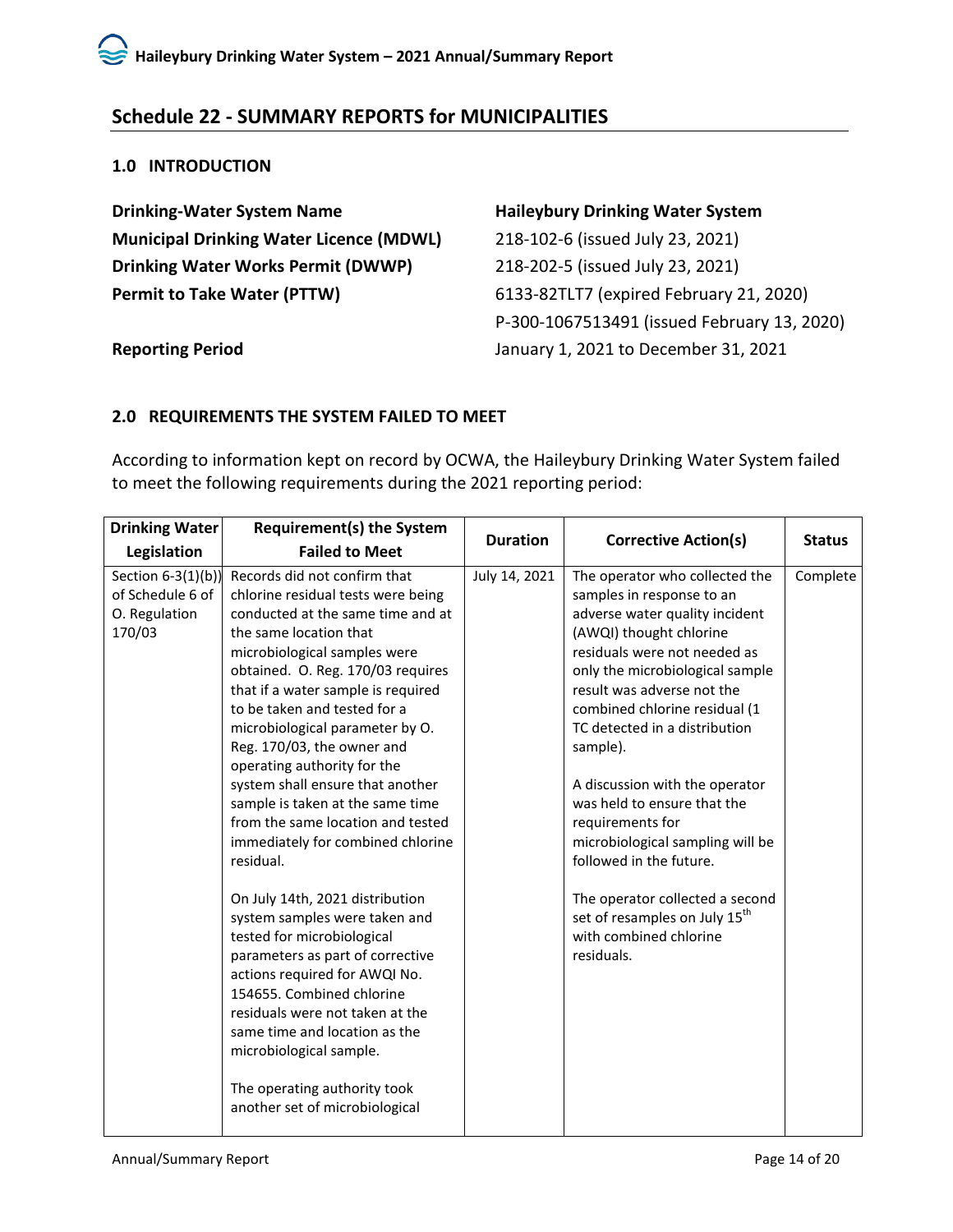## Schedule 22 - SUMMARY REPORTS for MUNICIPALITIES

### 1.0 INTRODUCTION

| | |
|---|---|
| **Drinking-Water System Name** | **Haileybury Drinking Water System** |
| **Municipal Drinking Water Licence (MDWL)** | 218-102-6 (issued July 23, 2021) |
| **Drinking Water Works Permit (DWWP)** | 218-202-5 (issued July 23, 2021) |
| **Permit to Take Water (PTTW)** | 6133-82TLT7 (expired February 21, 2020)<br>P-300-1067513491 (issued February 13, 2020) |
| **Reporting Period** | January 1, 2021 to December 31, 2021 |

### 2.0 REQUIREMENTS THE SYSTEM FAILED TO MEET

According to information kept on record by OCWA, the Haileybury Drinking Water System failed to meet the following requirements during the 2021 reporting period:

| Drinking Water Legislation | Requirement(s) the System Failed to Meet | Duration | Corrective Action(s) | Status |
|---|---|---|---|---|
| Section 6-3(1)(b)) of Schedule 6 of O. Regulation 170/03 | Records did not confirm that chlorine residual tests were being conducted at the same time and at the same location that microbiological samples were obtained. O. Reg. 170/03 requires that if a water sample is required to be taken and tested for a microbiological parameter by O. Reg. 170/03, the owner and operating authority for the system shall ensure that another sample is taken at the same time from the same location and tested immediately for combined chlorine residual.<br><br>On July 14th, 2021 distribution system samples were taken and tested for microbiological parameters as part of corrective actions required for AWQI No. 154655. Combined chlorine residuals were not taken at the same time and location as the microbiological sample.<br><br>The operating authority took another set of microbiological | July 14, 2021 | The operator who collected the samples in response to an adverse water quality incident (AWQI) thought chlorine residuals were not needed as only the microbiological sample result was adverse not the combined chlorine residual (1 TC detected in a distribution sample).<br><br>A discussion with the operator was held to ensure that the requirements for microbiological sampling will be followed in the future.<br><br>The operator collected a second set of resamples on July 15th with combined chlorine residuals. | Complete |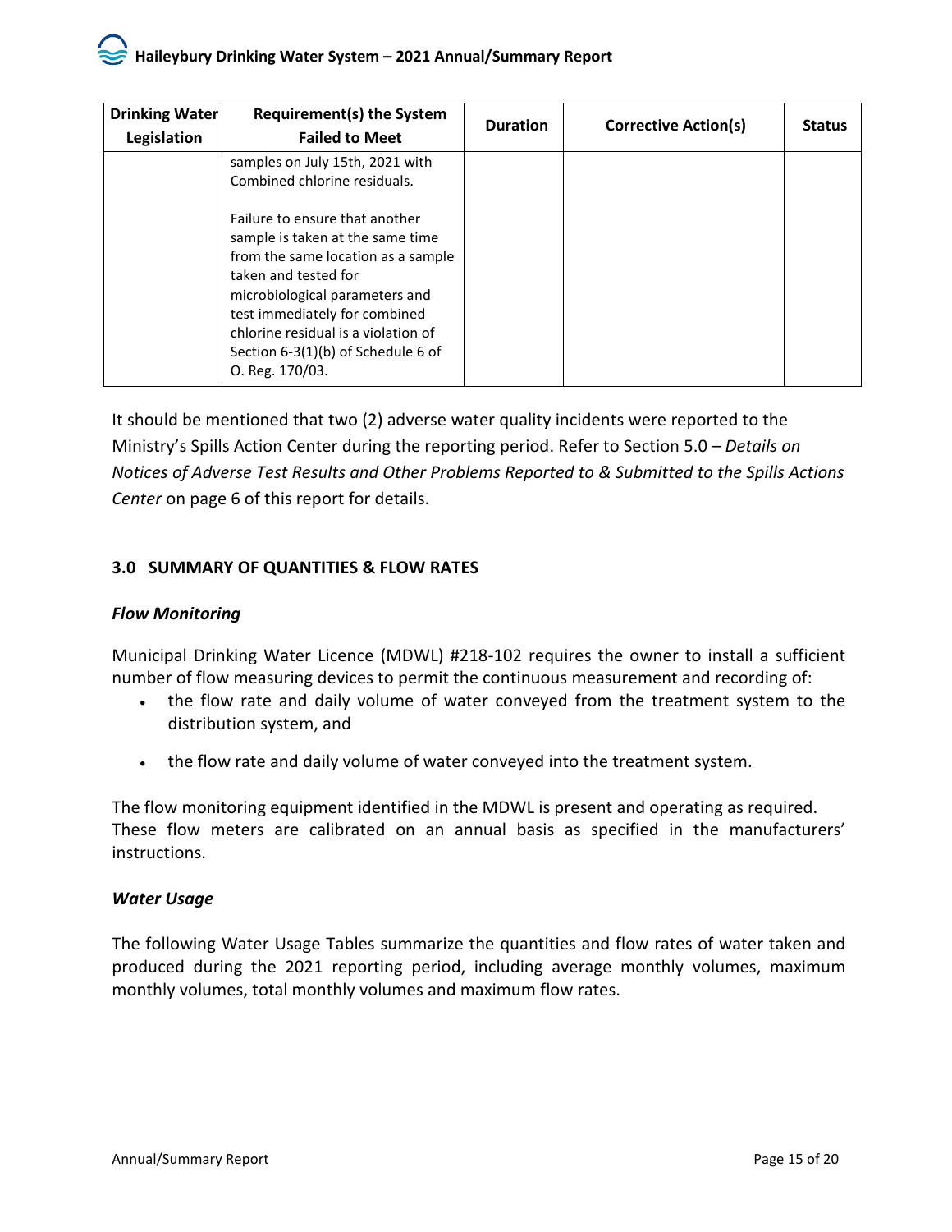| Drinking Water Legislation | Requirement(s) the System Failed to Meet | Duration | Corrective Action(s) | Status |
|---|---|---|---|---|
| | samples on July 15th, 2021 with Combined chlorine residuals.<br><br>Failure to ensure that another sample is taken at the same time from the same location as a sample taken and tested for microbiological parameters and test immediately for combined chlorine residual is a violation of Section 6-3(1)(b) of Schedule 6 of O. Reg. 170/03. | | | |

It should be mentioned that two (2) adverse water quality incidents were reported to the Ministry's Spills Action Center during the reporting period. Refer to Section 5.0 – *Details on Notices of Adverse Test Results and Other Problems Reported to & Submitted to the Spills Actions Center* on page 6 of this report for details.

## 3.0 SUMMARY OF QUANTITIES & FLOW RATES

### *Flow Monitoring*

Municipal Drinking Water Licence (MDWL) #218-102 requires the owner to install a sufficient number of flow measuring devices to permit the continuous measurement and recording of:

- the flow rate and daily volume of water conveyed from the treatment system to the distribution system, and
- the flow rate and daily volume of water conveyed into the treatment system.

The flow monitoring equipment identified in the MDWL is present and operating as required. These flow meters are calibrated on an annual basis as specified in the manufacturers' instructions.

### *Water Usage*

The following Water Usage Tables summarize the quantities and flow rates of water taken and produced during the 2021 reporting period, including average monthly volumes, maximum monthly volumes, total monthly volumes and maximum flow rates.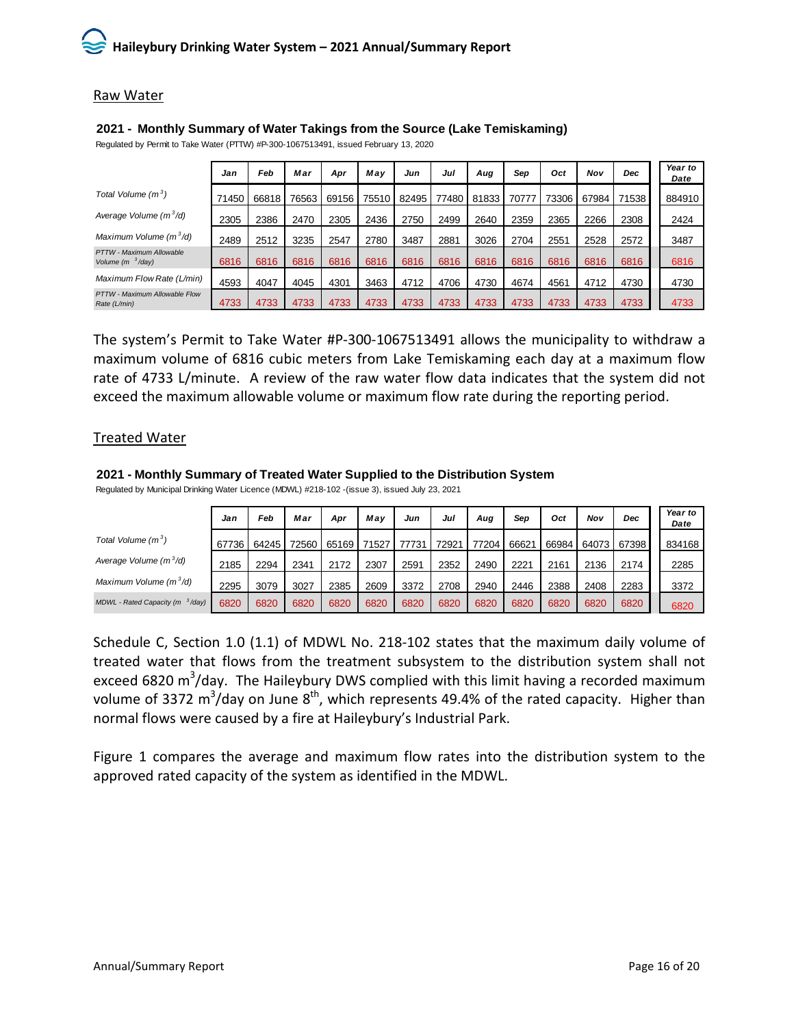## Raw Water

### 2021 - Monthly Summary of Water Takings from the Source (Lake Temiskaming)

Regulated by Permit to Take Water (PTTW) #P-300-1067513491, issued February 13, 2020

| | Jan | Feb | Mar | Apr | May | Jun | Jul | Aug | Sep | Oct | Nov | Dec | Year to Date |
|---|---|---|---|---|---|---|---|---|---|---|---|---|---|
| Total Volume ($m^3$) | 71450 | 66818 | 76563 | 69156 | 75510 | 82495 | 77480 | 81833 | 70777 | 73306 | 67984 | 71538 | 884910 |
| Average Volume ($m^3$/d) | 2305 | 2386 | 2470 | 2305 | 2436 | 2750 | 2499 | 2640 | 2359 | 2365 | 2266 | 2308 | 2424 |
| Maximum Volume ($m^3$/d) | 2489 | 2512 | 3235 | 2547 | 2780 | 3487 | 2881 | 3026 | 2704 | 2551 | 2528 | 2572 | 3487 |
| PTTW - Maximum Allowable Volume ($m^3$/day) | 6816 | 6816 | 6816 | 6816 | 6816 | 6816 | 6816 | 6816 | 6816 | 6816 | 6816 | 6816 | 6816 |
| Maximum Flow Rate (L/min) | 4593 | 4047 | 4045 | 4301 | 3463 | 4712 | 4706 | 4730 | 4674 | 4561 | 4712 | 4730 | 4730 |
| PTTW - Maximum Allowable Flow Rate (L/min) | 4733 | 4733 | 4733 | 4733 | 4733 | 4733 | 4733 | 4733 | 4733 | 4733 | 4733 | 4733 | 4733 |

The system's Permit to Take Water #P-300-1067513491 allows the municipality to withdraw a maximum volume of 6816 cubic meters from Lake Temiskaming each day at a maximum flow rate of 4733 L/minute. A review of the raw water flow data indicates that the system did not exceed the maximum allowable volume or maximum flow rate during the reporting period.

## Treated Water

### 2021 - Monthly Summary of Treated Water Supplied to the Distribution System

Regulated by Municipal Drinking Water Licence (MDWL) #218-102 -(issue 3), issued July 23, 2021

| | Jan | Feb | Mar | Apr | May | Jun | Jul | Aug | Sep | Oct | Nov | Dec | Year to Date |
|---|---|---|---|---|---|---|---|---|---|---|---|---|---|
| Total Volume ($m^3$) | 67736 | 64245 | 72560 | 65169 | 71527 | 77731 | 72921 | 77204 | 66621 | 66984 | 64073 | 67398 | 834168 |
| Average Volume ($m^3$/d) | 2185 | 2294 | 2341 | 2172 | 2307 | 2591 | 2352 | 2490 | 2221 | 2161 | 2136 | 2174 | 2285 |
| Maximum Volume ($m^3$/d) | 2295 | 3079 | 3027 | 2385 | 2609 | 3372 | 2708 | 2940 | 2446 | 2388 | 2408 | 2283 | 3372 |
| MDWL - Rated Capacity ($m^3$/day) | 6820 | 6820 | 6820 | 6820 | 6820 | 6820 | 6820 | 6820 | 6820 | 6820 | 6820 | 6820 | 6820 |

Schedule C, Section 1.0 (1.1) of MDWL No. 218-102 states that the maximum daily volume of treated water that flows from the treatment subsystem to the distribution system shall not exceed 6820 $m^3$/day. The Haileybury DWS complied with this limit having a recorded maximum volume of 3372 $m^3$/day on June 8th, which represents 49.4% of the rated capacity. Higher than normal flows were caused by a fire at Haileybury's Industrial Park.

Figure 1 compares the average and maximum flow rates into the distribution system to the approved rated capacity of the system as identified in the MDWL.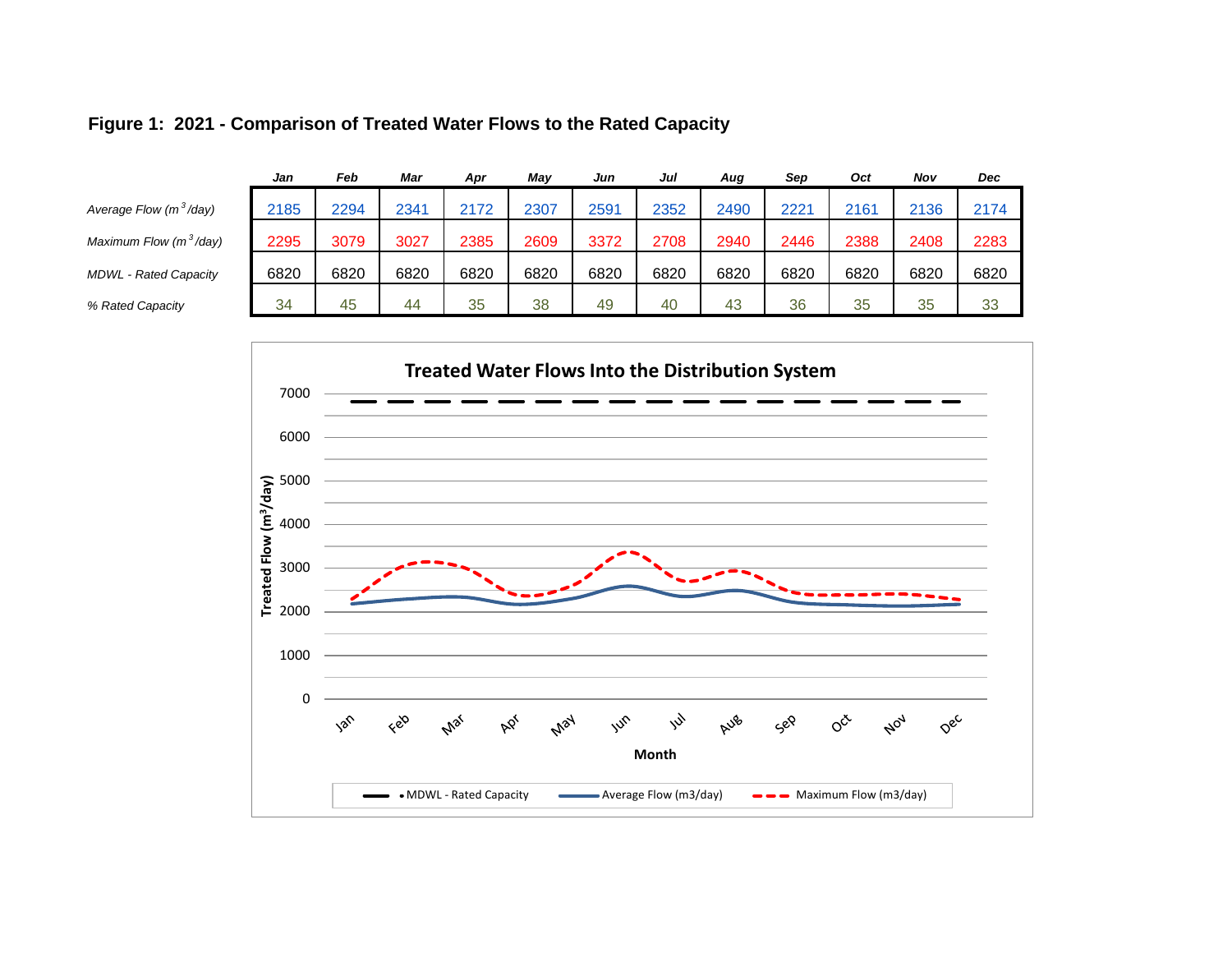**Figure 1: 2021 - Comparison of Treated Water Flows to the Rated Capacity**

| | Jan | Feb | Mar | Apr | May | Jun | Jul | Aug | Sep | Oct | Nov | Dec |
|---|---|---|---|---|---|---|---|---|---|---|---|---|
| *Average Flow ($m^3$/day)* | 2185 | 2294 | 2341 | 2172 | 2307 | 2591 | 2352 | 2490 | 2221 | 2161 | 2136 | 2174 |
| *Maximum Flow ($m^3$/day)* | 2295 | 3079 | 3027 | 2385 | 2609 | 3372 | 2708 | 2940 | 2446 | 2388 | 2408 | 2283 |
| *MDWL - Rated Capacity* | 6820 | 6820 | 6820 | 6820 | 6820 | 6820 | 6820 | 6820 | 6820 | 6820 | 6820 | 6820 |
| *% Rated Capacity* | 34 | 45 | 44 | 35 | 38 | 49 | 40 | 43 | 36 | 35 | 35 | 33 |

**Treated Water Flows Into the Distribution System**

Treated Flow ($m^3$/day) vs. Month

Legend: MDWL - Rated Capacity; Average Flow (m3/day); Maximum Flow (m3/day)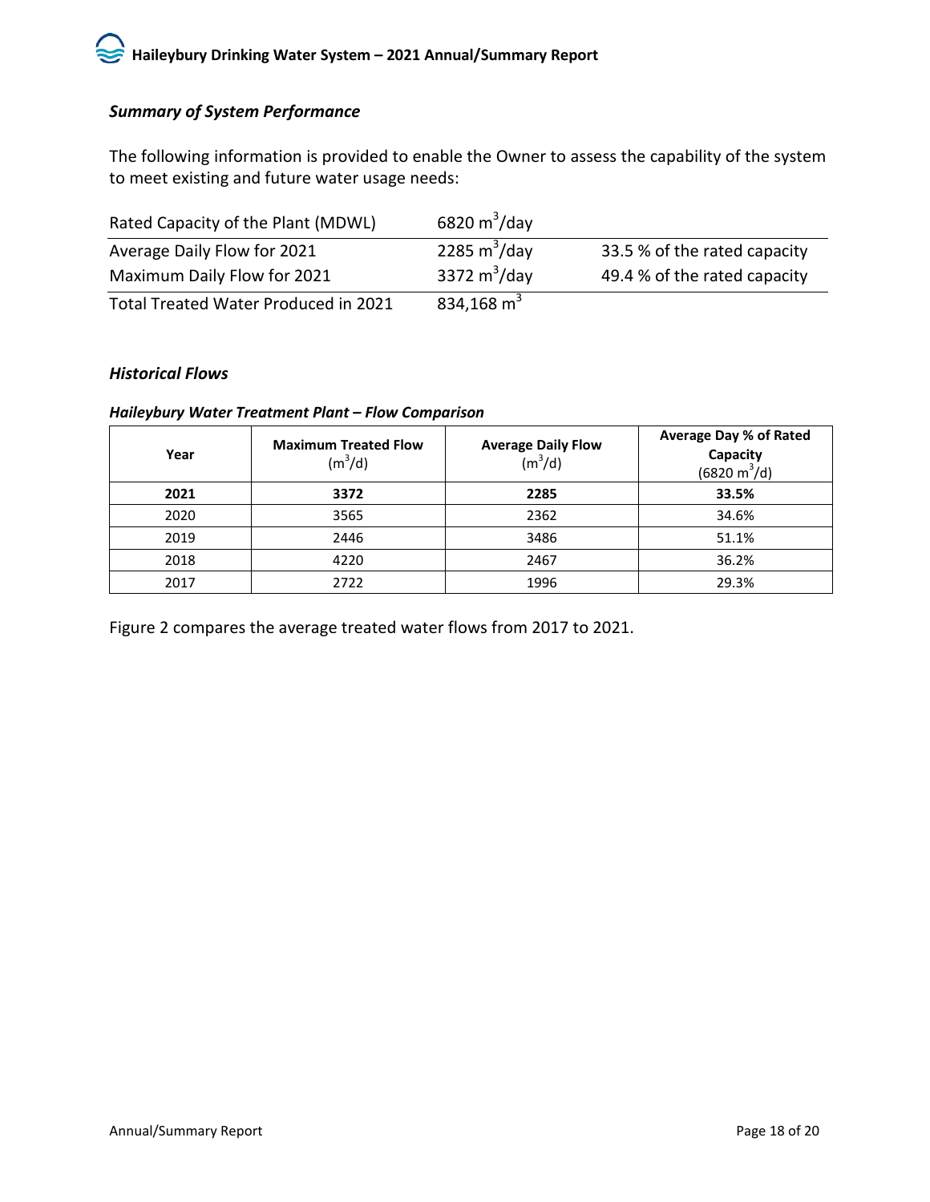### *Summary of System Performance*

The following information is provided to enable the Owner to assess the capability of the system to meet existing and future water usage needs:

| Rated Capacity of the Plant (MDWL) | 6820 $m^3$/day | |
|---|---|---|
| Average Daily Flow for 2021 | 2285 $m^3$/day | 33.5 % of the rated capacity |
| Maximum Daily Flow for 2021 | 3372 $m^3$/day | 49.4 % of the rated capacity |
| Total Treated Water Produced in 2021 | 834,168 $m^3$ | |

### *Historical Flows*

***Haileybury Water Treatment Plant – Flow Comparison***

| Year | Maximum Treated Flow ($m^3$/d) | Average Daily Flow ($m^3$/d) | Average Day % of Rated Capacity (6820 $m^3$/d) |
|---|---|---|---|
| **2021** | **3372** | **2285** | **33.5%** |
| 2020 | 3565 | 2362 | 34.6% |
| 2019 | 2446 | 3486 | 51.1% |
| 2018 | 4220 | 2467 | 36.2% |
| 2017 | 2722 | 1996 | 29.3% |

Figure 2 compares the average treated water flows from 2017 to 2021.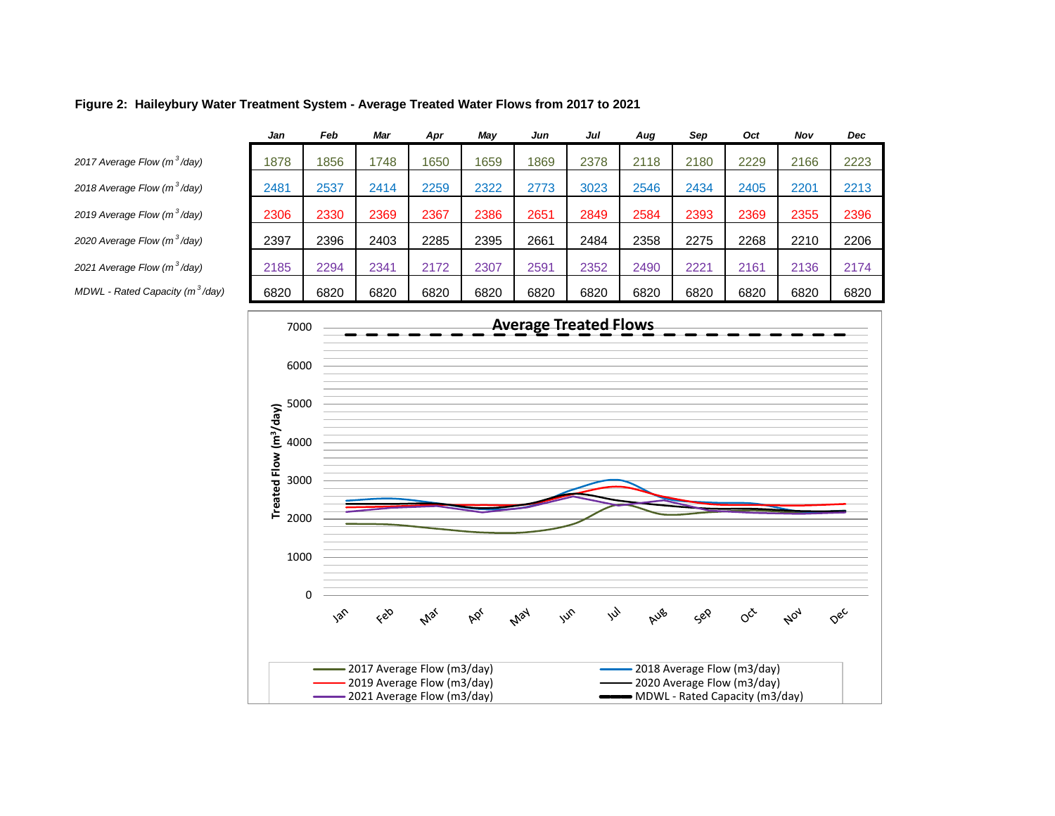**Figure 2: Haileybury Water Treatment System - Average Treated Water Flows from 2017 to 2021**

| | Jan | Feb | Mar | Apr | May | Jun | Jul | Aug | Sep | Oct | Nov | Dec |
|---|---|---|---|---|---|---|---|---|---|---|---|---|
| *2017 Average Flow ($m^3$/day)* | 1878 | 1856 | 1748 | 1650 | 1659 | 1869 | 2378 | 2118 | 2180 | 2229 | 2166 | 2223 |
| *2018 Average Flow ($m^3$/day)* | 2481 | 2537 | 2414 | 2259 | 2322 | 2773 | 3023 | 2546 | 2434 | 2405 | 2201 | 2213 |
| *2019 Average Flow ($m^3$/day)* | 2306 | 2330 | 2369 | 2367 | 2386 | 2651 | 2849 | 2584 | 2393 | 2369 | 2355 | 2396 |
| *2020 Average Flow ($m^3$/day)* | 2397 | 2396 | 2403 | 2285 | 2395 | 2661 | 2484 | 2358 | 2275 | 2268 | 2210 | 2206 |
| *2021 Average Flow ($m^3$/day)* | 2185 | 2294 | 2341 | 2172 | 2307 | 2591 | 2352 | 2490 | 2221 | 2161 | 2136 | 2174 |
| *MDWL - Rated Capacity ($m^3$/day)* | 6820 | 6820 | 6820 | 6820 | 6820 | 6820 | 6820 | 6820 | 6820 | 6820 | 6820 | 6820 |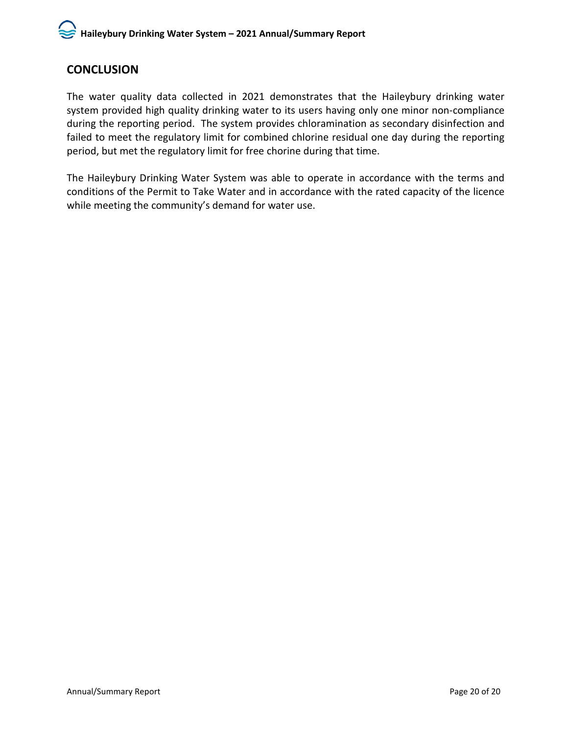## CONCLUSION

The water quality data collected in 2021 demonstrates that the Haileybury drinking water system provided high quality drinking water to its users having only one minor non-compliance during the reporting period. The system provides chloramination as secondary disinfection and failed to meet the regulatory limit for combined chlorine residual one day during the reporting period, but met the regulatory limit for free chorine during that time.

The Haileybury Drinking Water System was able to operate in accordance with the terms and conditions of the Permit to Take Water and in accordance with the rated capacity of the licence while meeting the community's demand for water use.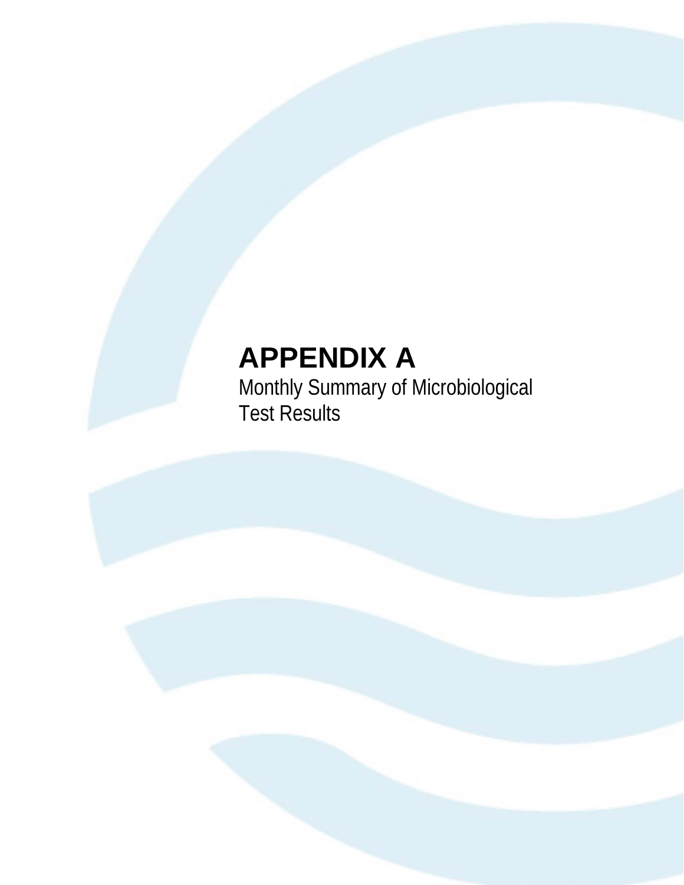# APPENDIX A

Monthly Summary of Microbiological Test Results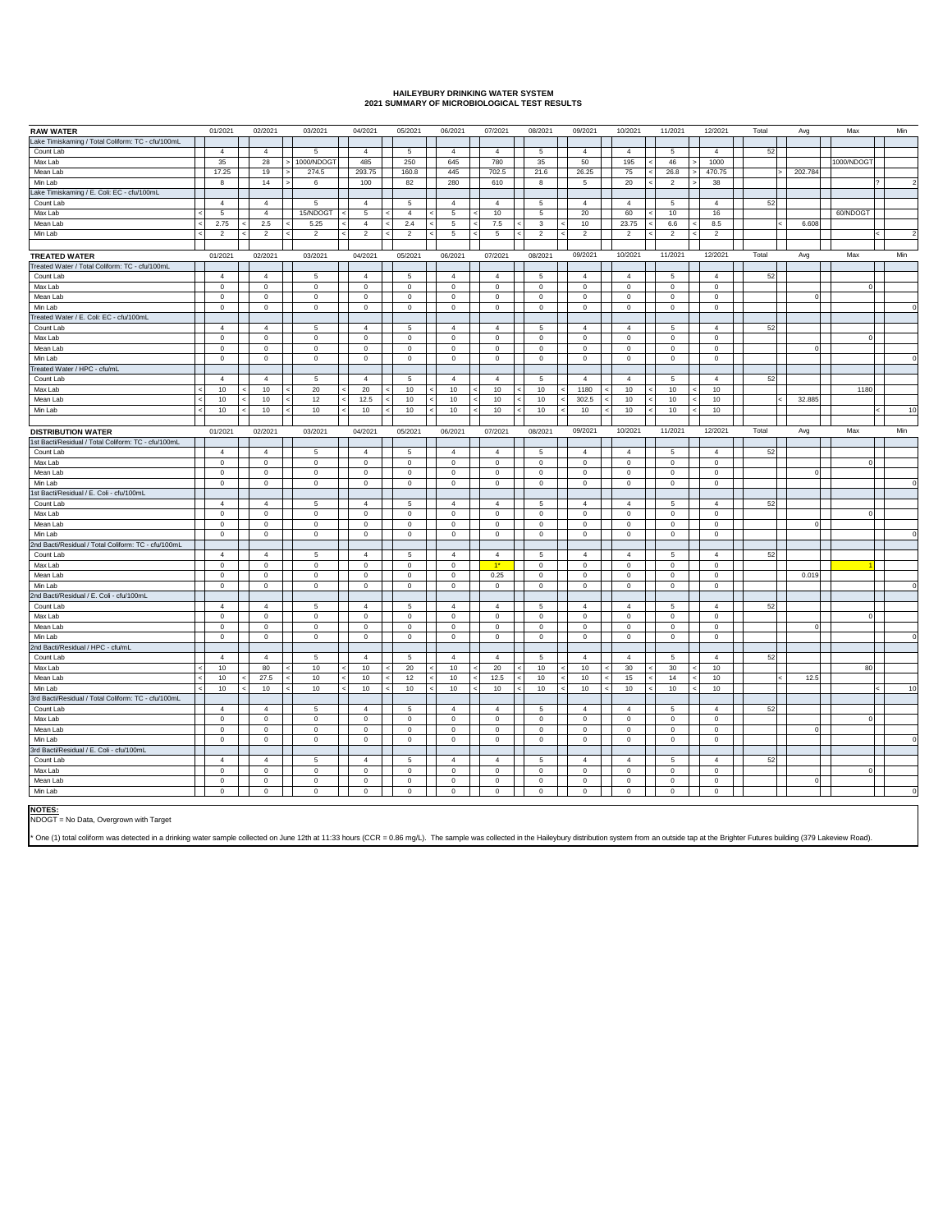# HAILEYBURY DRINKING WATER SYSTEM
## 2021 SUMMARY OF MICROBIOLOGICAL TEST RESULTS

| RAW WATER | 01/2021 | 02/2021 | 03/2021 | 04/2021 | 05/2021 | 06/2021 | 07/2021 | 08/2021 | 09/2021 | 10/2021 | 11/2021 | 12/2021 | Total | Avg | Max | Min |
|---|---|---|---|---|---|---|---|---|---|---|---|---|---|---|---|---|
| Lake Timiskaming / Total Coliform: TC - cfu/100mL | | | | | | | | | | | | | | | | |
| Count Lab | 4 | 4 | 5 | 4 | 5 | 4 | 4 | 5 | 4 | 4 | 5 | 4 | 52 | | | |
| Max Lab | 35 | 28 | > 1000/NDOGT | 485 | 250 | 645 | 780 | 35 | 50 | 195 | < 46 | > 1000 | | | 1000/NDOGT | |
| Mean Lab | 17.25 | 19 | > 274.5 | 293.75 | 160.8 | 445 | 702.5 | 21.6 | 26.25 | 75 | < 26.8 | > 470.75 | | > 202.784 | | |
| Min Lab | 8 | 14 | > 6 | 100 | 82 | 280 | 610 | 8 | 5 | 20 | < 2 | > 38 | | | | ? 2 |
| Lake Timiskaming / E. Coli: EC - cfu/100mL | | | | | | | | | | | | | | | | |
| Count Lab | 4 | 4 | 5 | 4 | 5 | 4 | 4 | 5 | 4 | 4 | 5 | 4 | 52 | | | |
| Max Lab | < 5 | 4 | 15/NDOGT | < 5 | < 4 | < 5 | < 10 | 5 | 20 | 60 | < 10 | 16 | | | 60/NDOGT | |
| Mean Lab | < 2.75 | < 2.5 | < 5.25 | < 4 | < 2.4 | < 5 | < 7.5 | < 3 | < 10 | 23.75 | < 6.6 | < 8.5 | | < 6.608 | | |
| Min Lab | < 2 | < 2 | < 2 | < 2 | < 2 | < 5 | < 5 | < 2 | < 2 | 2 | < 2 | < 2 | | | | < 2 |

| TREATED WATER | 01/2021 | 02/2021 | 03/2021 | 04/2021 | 05/2021 | 06/2021 | 07/2021 | 08/2021 | 09/2021 | 10/2021 | 11/2021 | 12/2021 | Total | Avg | Max | Min |
|---|---|---|---|---|---|---|---|---|---|---|---|---|---|---|---|---|
| Treated Water / Total Coliform: TC - cfu/100mL | | | | | | | | | | | | | | | | |
| Count Lab | 4 | 4 | 5 | 4 | 5 | 4 | 4 | 5 | 4 | 4 | 5 | 4 | 52 | | | |
| Max Lab | 0 | 0 | 0 | 0 | 0 | 0 | 0 | 0 | 0 | 0 | 0 | 0 | | | 0 | |
| Mean Lab | 0 | 0 | 0 | 0 | 0 | 0 | 0 | 0 | 0 | 0 | 0 | 0 | | 0 | | |
| Min Lab | 0 | 0 | 0 | 0 | 0 | 0 | 0 | 0 | 0 | 0 | 0 | 0 | | | | 0 |
| Treated Water / E. Coli: EC - cfu/100mL | | | | | | | | | | | | | | | | |
| Count Lab | 4 | 4 | 5 | 4 | 5 | 4 | 4 | 5 | 4 | 4 | 5 | 4 | 52 | | | |
| Max Lab | 0 | 0 | 0 | 0 | 0 | 0 | 0 | 0 | 0 | 0 | 0 | 0 | | | 0 | |
| Mean Lab | 0 | 0 | 0 | 0 | 0 | 0 | 0 | 0 | 0 | 0 | 0 | 0 | | 0 | | |
| Min Lab | 0 | 0 | 0 | 0 | 0 | 0 | 0 | 0 | 0 | 0 | 0 | 0 | | | | 0 |
| Treated Water / HPC - cfu/mL | | | | | | | | | | | | | | | | |
| Count Lab | 4 | 4 | 5 | 4 | 5 | 4 | 4 | 5 | 4 | 4 | 5 | 4 | 52 | | | |
| Max Lab | < 10 | < 10 | < 20 | < 20 | < 10 | < 10 | < 10 | < 10 | < 1180 | < 10 | < 10 | < 10 | | | 1180 | |
| Mean Lab | < 10 | < 10 | < 12 | < 12.5 | < 10 | < 10 | < 10 | < 10 | < 302.5 | < 10 | < 10 | < 10 | | < 32.885 | | |
| Min Lab | < 10 | < 10 | < 10 | < 10 | < 10 | < 10 | < 10 | < 10 | < 10 | < 10 | < 10 | < 10 | | | | < 10 |

| DISTRIBUTION WATER | 01/2021 | 02/2021 | 03/2021 | 04/2021 | 05/2021 | 06/2021 | 07/2021 | 08/2021 | 09/2021 | 10/2021 | 11/2021 | 12/2021 | Total | Avg | Max | Min |
|---|---|---|---|---|---|---|---|---|---|---|---|---|---|---|---|---|
| 1st Bacti/Residual / Total Coliform: TC - cfu/100mL | | | | | | | | | | | | | | | | |
| Count Lab | 4 | 4 | 5 | 4 | 5 | 4 | 4 | 5 | 4 | 4 | 5 | 4 | 52 | | | |
| Max Lab | 0 | 0 | 0 | 0 | 0 | 0 | 0 | 0 | 0 | 0 | 0 | 0 | | | 0 | |
| Mean Lab | 0 | 0 | 0 | 0 | 0 | 0 | 0 | 0 | 0 | 0 | 0 | 0 | | 0 | | |
| Min Lab | 0 | 0 | 0 | 0 | 0 | 0 | 0 | 0 | 0 | 0 | 0 | 0 | | | | 0 |
| 1st Bacti/Residual / E. Coli - cfu/100mL | | | | | | | | | | | | | | | | |
| Count Lab | 4 | 4 | 5 | 4 | 5 | 4 | 4 | 5 | 4 | 4 | 5 | 4 | 52 | | | |
| Max Lab | 0 | 0 | 0 | 0 | 0 | 0 | 0 | 0 | 0 | 0 | 0 | 0 | | | 0 | |
| Mean Lab | 0 | 0 | 0 | 0 | 0 | 0 | 0 | 0 | 0 | 0 | 0 | 0 | | 0 | | |
| Min Lab | 0 | 0 | 0 | 0 | 0 | 0 | 0 | 0 | 0 | 0 | 0 | 0 | | | | 0 |
| 2nd Bacti/Residual / Total Coliform: TC - cfu/100mL | | | | | | | | | | | | | | | | |
| Count Lab | 4 | 4 | 5 | 4 | 5 | 4 | 4 | 5 | 4 | 4 | 5 | 4 | 52 | | | |
| Max Lab | 0 | 0 | 0 | 0 | 0 | 0 | 1* | 0 | 0 | 0 | 0 | 0 | | | 1 | |
| Mean Lab | 0 | 0 | 0 | 0 | 0 | 0 | 0.25 | 0 | 0 | 0 | 0 | 0 | | 0.019 | | |
| Min Lab | 0 | 0 | 0 | 0 | 0 | 0 | 0 | 0 | 0 | 0 | 0 | 0 | | | | 0 |
| 2nd Bacti/Residual / E. Coli - cfu/100mL | | | | | | | | | | | | | | | | |
| Count Lab | 4 | 4 | 5 | 4 | 5 | 4 | 4 | 5 | 4 | 4 | 5 | 4 | 52 | | | |
| Max Lab | 0 | 0 | 0 | 0 | 0 | 0 | 0 | 0 | 0 | 0 | 0 | 0 | | | 0 | |
| Mean Lab | 0 | 0 | 0 | 0 | 0 | 0 | 0 | 0 | 0 | 0 | 0 | 0 | | 0 | | |
| Min Lab | 0 | 0 | 0 | 0 | 0 | 0 | 0 | 0 | 0 | 0 | 0 | 0 | | | | 0 |
| 2nd Bacti/Residual / HPC - cfu/mL | | | | | | | | | | | | | | | | |
| Count Lab | 4 | 4 | 5 | 4 | 5 | 4 | 4 | 5 | 4 | 4 | 5 | 4 | 52 | | | |
| Max Lab | < 10 | 80 | < 10 | < 10 | < 20 | < 10 | < 20 | < 10 | < 10 | < 30 | < 30 | < 10 | | | 80 | |
| Mean Lab | < 10 | < 27.5 | < 10 | < 10 | < 12 | < 10 | < 12.5 | < 10 | < 10 | < 15 | < 14 | < 10 | | < 12.5 | | |
| Min Lab | < 10 | < 10 | < 10 | < 10 | < 10 | < 10 | < 10 | < 10 | < 10 | < 10 | < 10 | < 10 | | | | < 10 |
| 3rd Bacti/Residual / Total Coliform: TC - cfu/100mL | | | | | | | | | | | | | | | | |
| Count Lab | 4 | 4 | 5 | 4 | 5 | 4 | 4 | 5 | 4 | 4 | 5 | 4 | 52 | | | |
| Max Lab | 0 | 0 | 0 | 0 | 0 | 0 | 0 | 0 | 0 | 0 | 0 | 0 | | | 0 | |
| Mean Lab | 0 | 0 | 0 | 0 | 0 | 0 | 0 | 0 | 0 | 0 | 0 | 0 | | 0 | | |
| Min Lab | 0 | 0 | 0 | 0 | 0 | 0 | 0 | 0 | 0 | 0 | 0 | 0 | | | | 0 |
| 3rd Bacti/Residual / E. Coli - cfu/100mL | | | | | | | | | | | | | | | | |
| Count Lab | 4 | 4 | 5 | 4 | 5 | 4 | 4 | 5 | 4 | 4 | 5 | 4 | 52 | | | |
| Max Lab | 0 | 0 | 0 | 0 | 0 | 0 | 0 | 0 | 0 | 0 | 0 | 0 | | | 0 | |
| Mean Lab | 0 | 0 | 0 | 0 | 0 | 0 | 0 | 0 | 0 | 0 | 0 | 0 | | 0 | | |
| Min Lab | 0 | 0 | 0 | 0 | 0 | 0 | 0 | 0 | 0 | 0 | 0 | 0 | | | | 0 |

**NOTES:**

NDOGT = No Data, Overgrown with Target

* One (1) total coliform was detected in a drinking water sample collected on June 12th at 11:33 hours (CCR = 0.86 mg/L). The sample was collected in the Haileybury distribution system from an outside tap at the Brighter Futures building (379 Lakeview Road).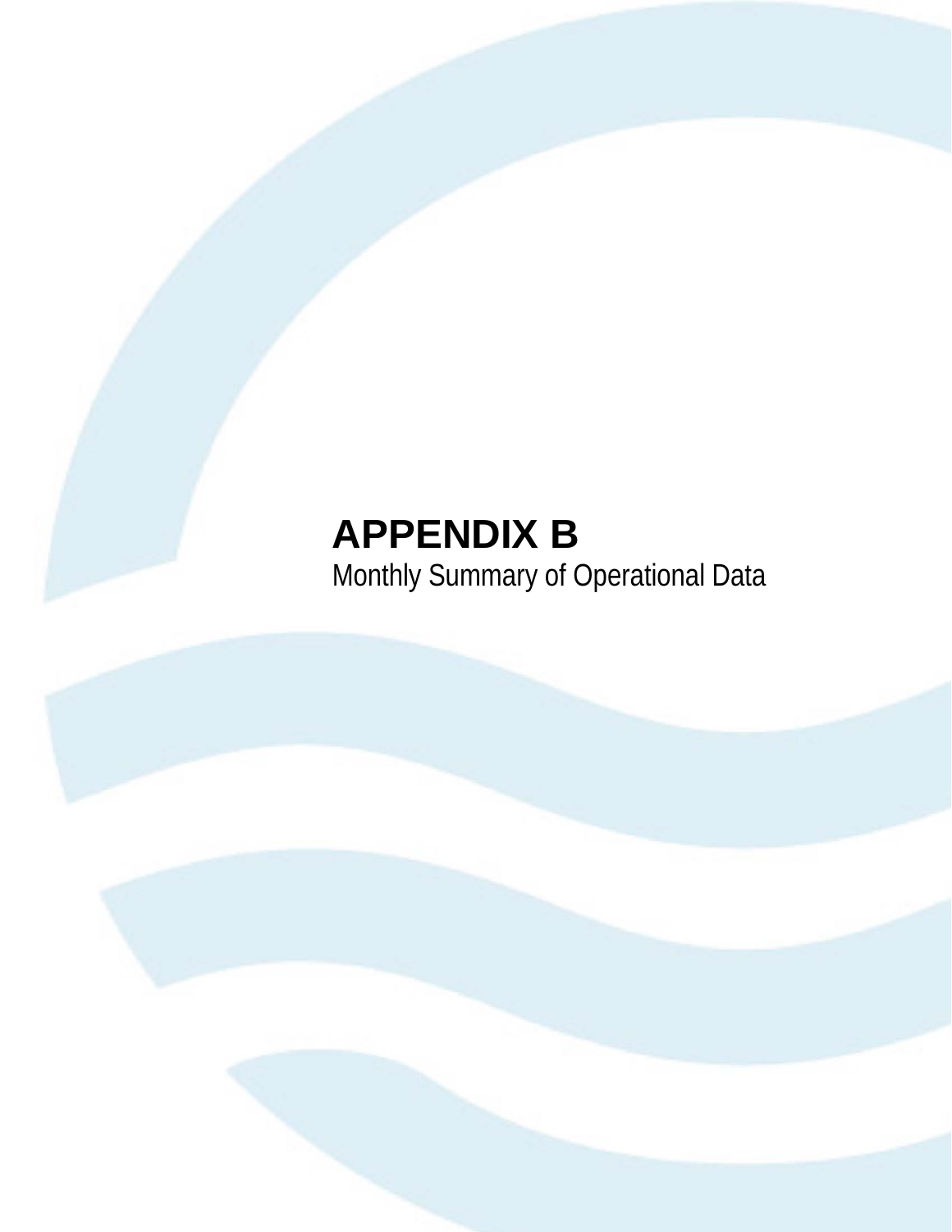# APPENDIX B

Monthly Summary of Operational Data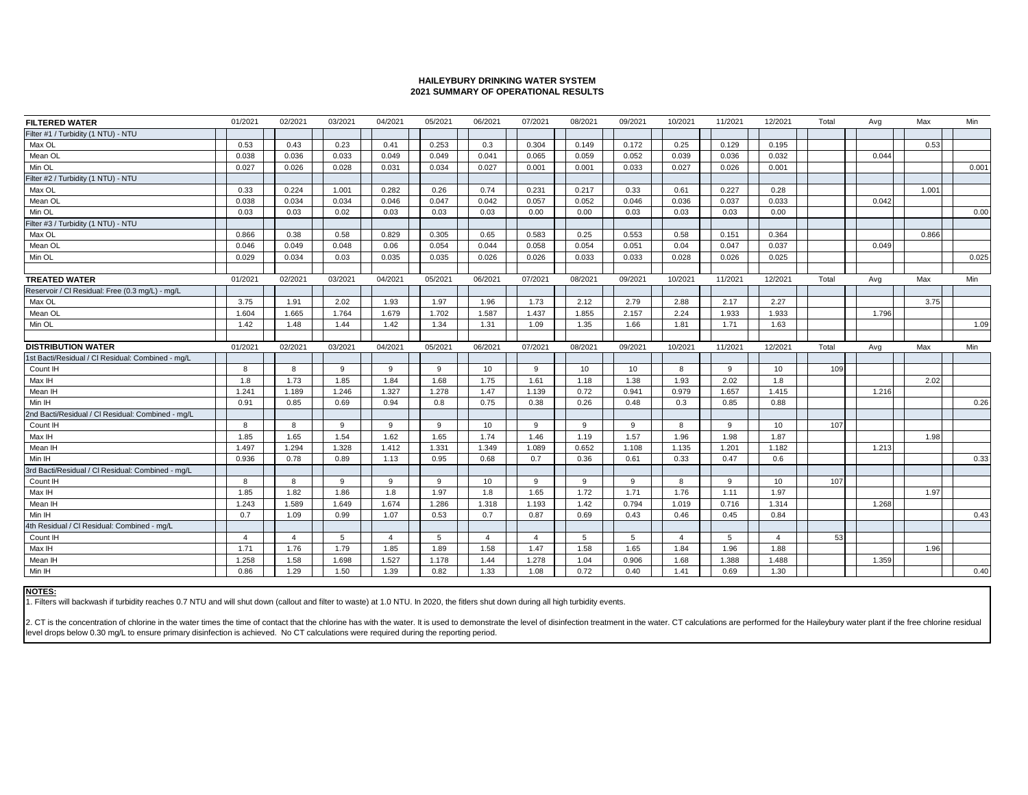**HAILEYBURY DRINKING WATER SYSTEM**
**2021 SUMMARY OF OPERATIONAL RESULTS**

| FILTERED WATER | 01/2021 | 02/2021 | 03/2021 | 04/2021 | 05/2021 | 06/2021 | 07/2021 | 08/2021 | 09/2021 | 10/2021 | 11/2021 | 12/2021 | Total | Avg | Max | Min |
|---|---|---|---|---|---|---|---|---|---|---|---|---|---|---|---|---|
| Filter #1 / Turbidity (1 NTU) - NTU | | | | | | | | | | | | | | | | |
| Max OL | 0.53 | 0.43 | 0.23 | 0.41 | 0.253 | 0.3 | 0.304 | 0.149 | 0.172 | 0.25 | 0.129 | 0.195 | | | 0.53 | |
| Mean OL | 0.038 | 0.036 | 0.033 | 0.049 | 0.049 | 0.041 | 0.065 | 0.059 | 0.052 | 0.039 | 0.036 | 0.032 | | 0.044 | | |
| Min OL | 0.027 | 0.026 | 0.028 | 0.031 | 0.034 | 0.027 | 0.001 | 0.001 | 0.033 | 0.027 | 0.026 | 0.001 | | | | 0.001 |
| Filter #2 / Turbidity (1 NTU) - NTU | | | | | | | | | | | | | | | | |
| Max OL | 0.33 | 0.224 | 1.001 | 0.282 | 0.26 | 0.74 | 0.231 | 0.217 | 0.33 | 0.61 | 0.227 | 0.28 | | | 1.001 | |
| Mean OL | 0.038 | 0.034 | 0.034 | 0.046 | 0.047 | 0.042 | 0.057 | 0.052 | 0.046 | 0.036 | 0.037 | 0.033 | | 0.042 | | |
| Min OL | 0.03 | 0.03 | 0.02 | 0.03 | 0.03 | 0.03 | 0.00 | 0.00 | 0.03 | 0.03 | 0.03 | 0.00 | | | | 0.00 |
| Filter #3 / Turbidity (1 NTU) - NTU | | | | | | | | | | | | | | | | |
| Max OL | 0.866 | 0.38 | 0.58 | 0.829 | 0.305 | 0.65 | 0.583 | 0.25 | 0.553 | 0.58 | 0.151 | 0.364 | | | 0.866 | |
| Mean OL | 0.046 | 0.049 | 0.048 | 0.06 | 0.054 | 0.044 | 0.058 | 0.054 | 0.051 | 0.04 | 0.047 | 0.037 | | 0.049 | | |
| Min OL | 0.029 | 0.034 | 0.03 | 0.035 | 0.035 | 0.026 | 0.026 | 0.033 | 0.033 | 0.028 | 0.026 | 0.025 | | | | 0.025 |

| TREATED WATER | 01/2021 | 02/2021 | 03/2021 | 04/2021 | 05/2021 | 06/2021 | 07/2021 | 08/2021 | 09/2021 | 10/2021 | 11/2021 | 12/2021 | Total | Avg | Max | Min |
|---|---|---|---|---|---|---|---|---|---|---|---|---|---|---|---|---|
| Reservoir / Cl Residual: Free (0.3 mg/L) - mg/L | | | | | | | | | | | | | | | | |
| Max OL | 3.75 | 1.91 | 2.02 | 1.93 | 1.97 | 1.96 | 1.73 | 2.12 | 2.79 | 2.88 | 2.17 | 2.27 | | | 3.75 | |
| Mean OL | 1.604 | 1.665 | 1.764 | 1.679 | 1.702 | 1.587 | 1.437 | 1.855 | 2.157 | 2.24 | 1.933 | 1.933 | | 1.796 | | |
| Min OL | 1.42 | 1.48 | 1.44 | 1.42 | 1.34 | 1.31 | 1.09 | 1.35 | 1.66 | 1.81 | 1.71 | 1.63 | | | | 1.09 |

| DISTRIBUTION WATER | 01/2021 | 02/2021 | 03/2021 | 04/2021 | 05/2021 | 06/2021 | 07/2021 | 08/2021 | 09/2021 | 10/2021 | 11/2021 | 12/2021 | Total | Avg | Max | Min |
|---|---|---|---|---|---|---|---|---|---|---|---|---|---|---|---|---|
| 1st Bacti/Residual / Cl Residual: Combined - mg/L | | | | | | | | | | | | | | | | |
| Count IH | 8 | 8 | 9 | 9 | 9 | 10 | 9 | 10 | 10 | 8 | 9 | 10 | 109 | | | |
| Max IH | 1.8 | 1.73 | 1.85 | 1.84 | 1.68 | 1.75 | 1.61 | 1.18 | 1.38 | 1.93 | 2.02 | 1.8 | | | 2.02 | |
| Mean IH | 1.241 | 1.189 | 1.246 | 1.327 | 1.278 | 1.47 | 1.139 | 0.72 | 0.941 | 0.979 | 1.657 | 1.415 | | 1.216 | | |
| Min IH | 0.91 | 0.85 | 0.69 | 0.94 | 0.8 | 0.75 | 0.38 | 0.26 | 0.48 | 0.3 | 0.85 | 0.88 | | | | 0.26 |
| 2nd Bacti/Residual / Cl Residual: Combined - mg/L | | | | | | | | | | | | | | | | |
| Count IH | 8 | 8 | 9 | 9 | 9 | 10 | 9 | 9 | 9 | 8 | 9 | 10 | 107 | | | |
| Max IH | 1.85 | 1.65 | 1.54 | 1.62 | 1.65 | 1.74 | 1.46 | 1.19 | 1.57 | 1.96 | 1.98 | 1.87 | | | 1.98 | |
| Mean IH | 1.497 | 1.294 | 1.328 | 1.412 | 1.331 | 1.349 | 1.089 | 0.652 | 1.108 | 1.135 | 1.201 | 1.182 | | 1.213 | | |
| Min IH | 0.936 | 0.78 | 0.89 | 1.13 | 0.95 | 0.68 | 0.7 | 0.36 | 0.61 | 0.33 | 0.47 | 0.6 | | | | 0.33 |
| 3rd Bacti/Residual / Cl Residual: Combined - mg/L | | | | | | | | | | | | | | | | |
| Count IH | 8 | 8 | 9 | 9 | 9 | 10 | 9 | 9 | 9 | 8 | 9 | 10 | 107 | | | |
| Max IH | 1.85 | 1.82 | 1.86 | 1.8 | 1.97 | 1.8 | 1.65 | 1.72 | 1.71 | 1.76 | 1.11 | 1.97 | | | 1.97 | |
| Mean IH | 1.243 | 1.589 | 1.649 | 1.674 | 1.286 | 1.318 | 1.193 | 1.42 | 0.794 | 1.019 | 0.716 | 1.314 | | 1.268 | | |
| Min IH | 0.7 | 1.09 | 0.99 | 1.07 | 0.53 | 0.7 | 0.87 | 0.69 | 0.43 | 0.46 | 0.45 | 0.84 | | | | 0.43 |
| 4th Residual / Cl Residual: Combined - mg/L | | | | | | | | | | | | | | | | |
| Count IH | 4 | 4 | 5 | 4 | 5 | 4 | 4 | 5 | 5 | 4 | 5 | 4 | 53 | | | |
| Max IH | 1.71 | 1.76 | 1.79 | 1.85 | 1.89 | 1.58 | 1.47 | 1.58 | 1.65 | 1.84 | 1.96 | 1.88 | | | 1.96 | |
| Mean IH | 1.258 | 1.58 | 1.698 | 1.527 | 1.178 | 1.44 | 1.278 | 1.04 | 0.906 | 1.68 | 1.388 | 1.488 | | 1.359 | | |
| Min IH | 0.86 | 1.29 | 1.50 | 1.39 | 0.82 | 1.33 | 1.08 | 0.72 | 0.40 | 1.41 | 0.69 | 1.30 | | | | 0.40 |

**NOTES:**

1. Filters will backwash if turbidity reaches 0.7 NTU and will shut down (callout and filter to waste) at 1.0 NTU. In 2020, the fitlers shut down during all high turbidity events.

2. CT is the concentration of chlorine in the water times the time of contact that the chlorine has with the water. It is used to demonstrate the level of disinfection treatment in the water. CT calculations are performed for the Haileybury water plant if the free chlorine residual level drops below 0.30 mg/L to ensure primary disinfection is achieved. No CT calculations were required during the reporting period.